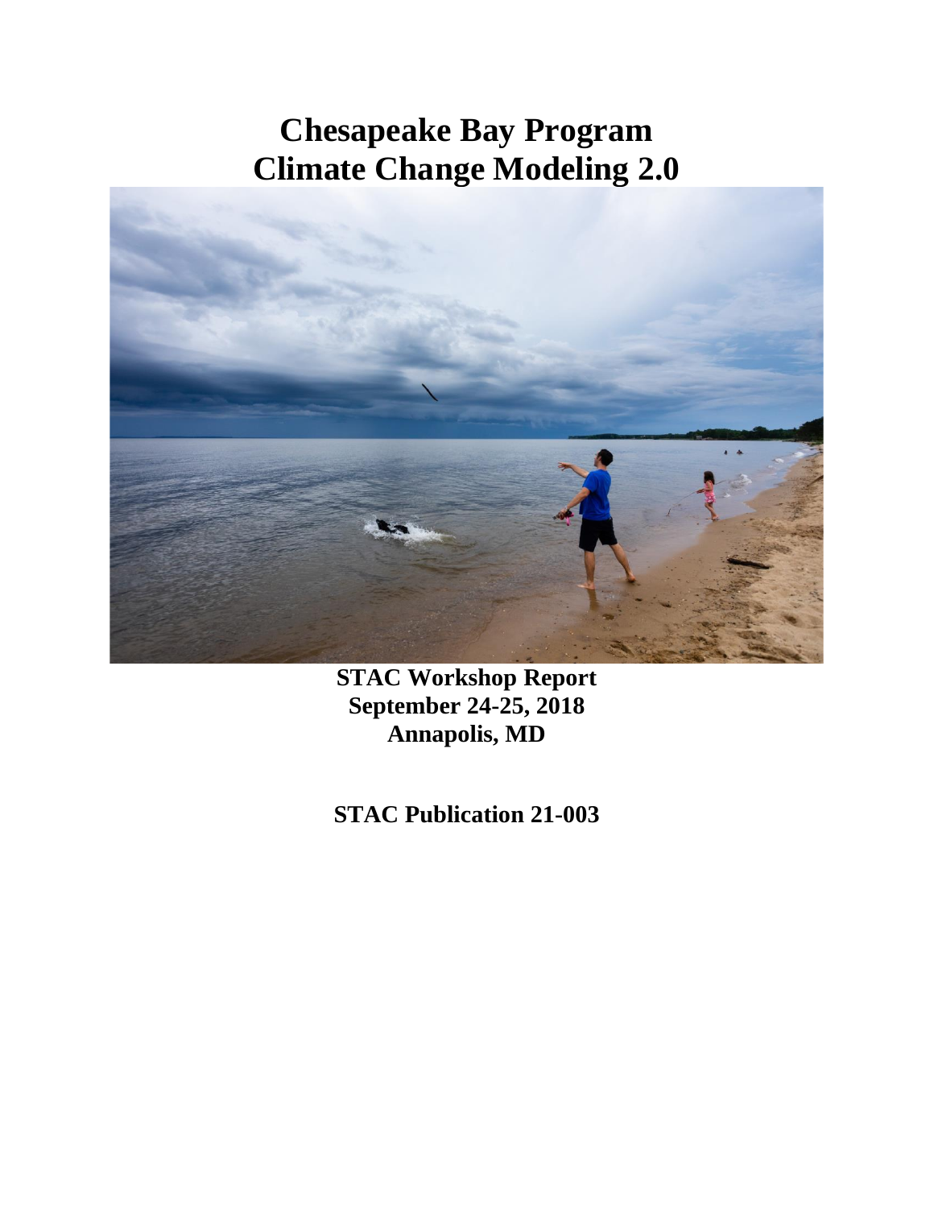# Chesapeake Bay Program
# Climate Change Modeling 2.0

**STAC Workshop Report**
**September 24-25, 2018**
**Annapolis, MD**

**STAC Publication 21-003**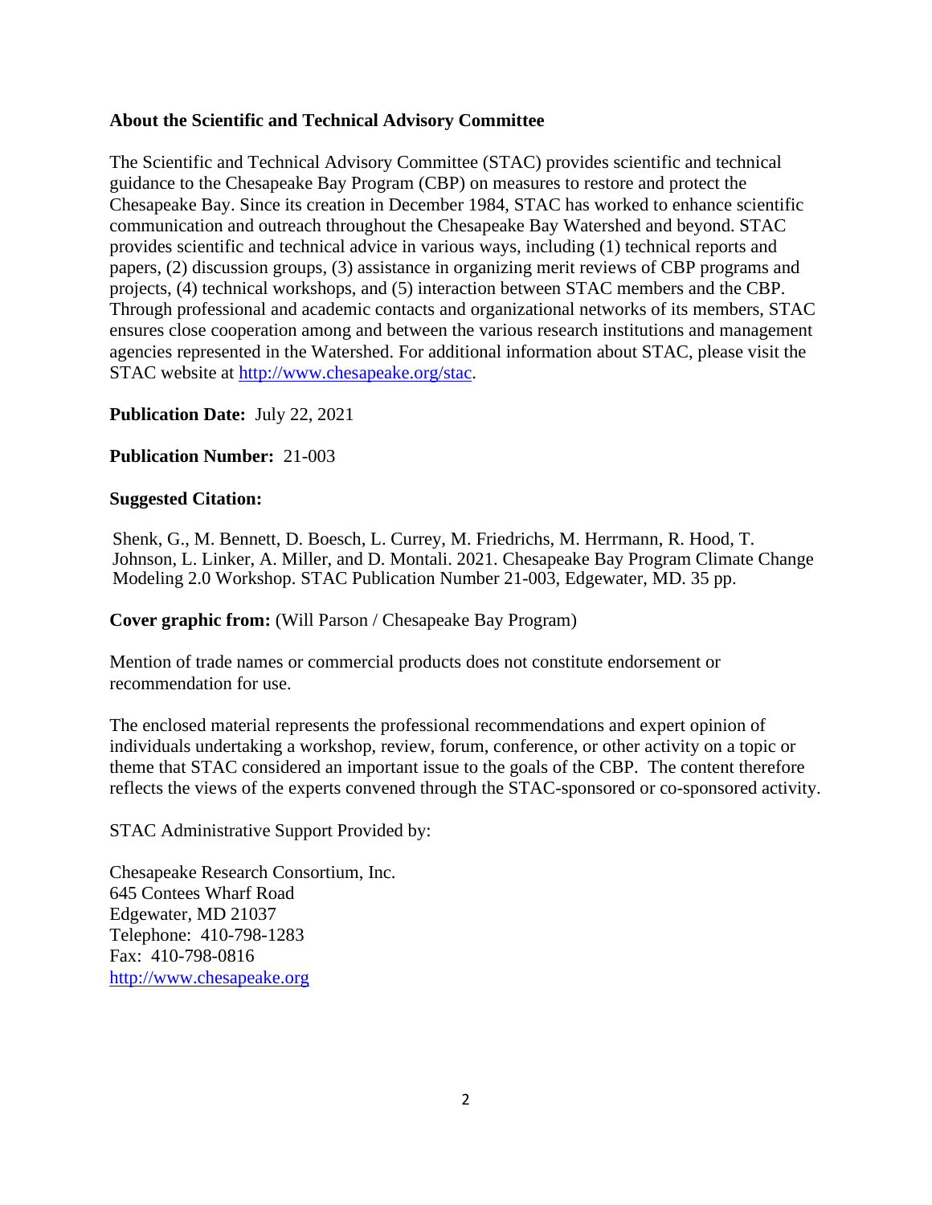**About the Scientific and Technical Advisory Committee**

The Scientific and Technical Advisory Committee (STAC) provides scientific and technical guidance to the Chesapeake Bay Program (CBP) on measures to restore and protect the Chesapeake Bay. Since its creation in December 1984, STAC has worked to enhance scientific communication and outreach throughout the Chesapeake Bay Watershed and beyond. STAC provides scientific and technical advice in various ways, including (1) technical reports and papers, (2) discussion groups, (3) assistance in organizing merit reviews of CBP programs and projects, (4) technical workshops, and (5) interaction between STAC members and the CBP. Through professional and academic contacts and organizational networks of its members, STAC ensures close cooperation among and between the various research institutions and management agencies represented in the Watershed. For additional information about STAC, please visit the STAC website at http://www.chesapeake.org/stac.

**Publication Date:** July 22, 2021

**Publication Number:** 21-003

**Suggested Citation:**

Shenk, G., M. Bennett, D. Boesch, L. Currey, M. Friedrichs, M. Herrmann, R. Hood, T. Johnson, L. Linker, A. Miller, and D. Montali. 2021. Chesapeake Bay Program Climate Change Modeling 2.0 Workshop. STAC Publication Number 21-003, Edgewater, MD. 35 pp.

**Cover graphic from:** (Will Parson / Chesapeake Bay Program)

Mention of trade names or commercial products does not constitute endorsement or recommendation for use.

The enclosed material represents the professional recommendations and expert opinion of individuals undertaking a workshop, review, forum, conference, or other activity on a topic or theme that STAC considered an important issue to the goals of the CBP. The content therefore reflects the views of the experts convened through the STAC-sponsored or co-sponsored activity.

STAC Administrative Support Provided by:

Chesapeake Research Consortium, Inc.
645 Contees Wharf Road
Edgewater, MD 21037
Telephone: 410-798-1283
Fax: 410-798-0816
http://www.chesapeake.org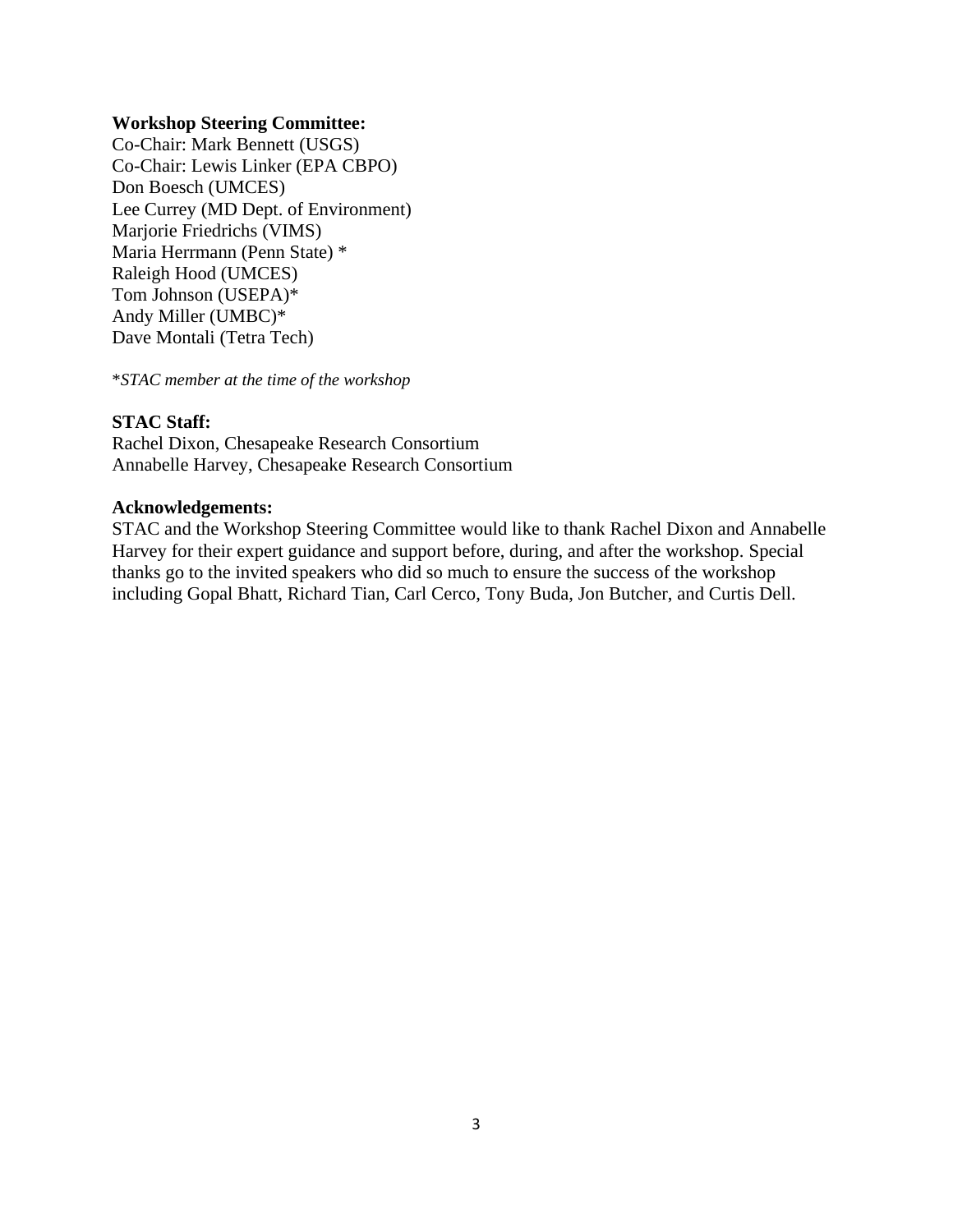**Workshop Steering Committee:**
Co-Chair: Mark Bennett (USGS)
Co-Chair: Lewis Linker (EPA CBPO)
Don Boesch (UMCES)
Lee Currey (MD Dept. of Environment)
Marjorie Friedrichs (VIMS)
Maria Herrmann (Penn State) *
Raleigh Hood (UMCES)
Tom Johnson (USEPA)*
Andy Miller (UMBC)*
Dave Montali (Tetra Tech)

**STAC member at the time of the workshop*

**STAC Staff:**
Rachel Dixon, Chesapeake Research Consortium
Annabelle Harvey, Chesapeake Research Consortium

**Acknowledgements:**
STAC and the Workshop Steering Committee would like to thank Rachel Dixon and Annabelle Harvey for their expert guidance and support before, during, and after the workshop. Special thanks go to the invited speakers who did so much to ensure the success of the workshop including Gopal Bhatt, Richard Tian, Carl Cerco, Tony Buda, Jon Butcher, and Curtis Dell.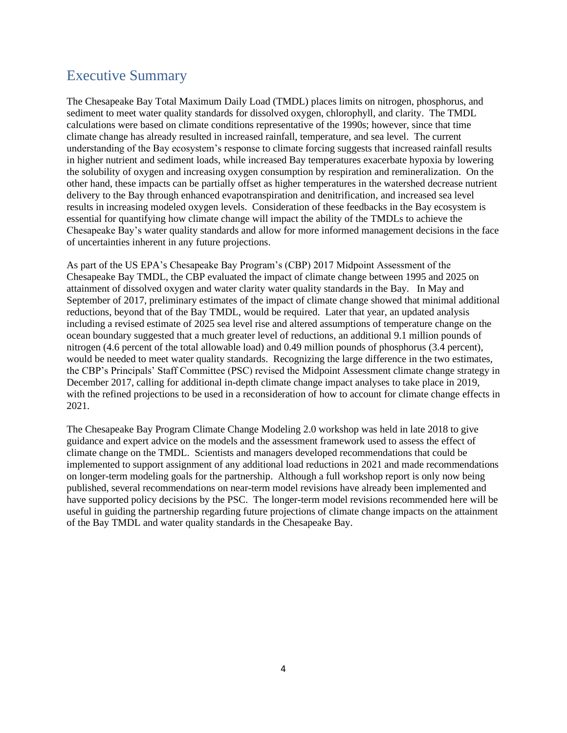# Executive Summary

The Chesapeake Bay Total Maximum Daily Load (TMDL) places limits on nitrogen, phosphorus, and sediment to meet water quality standards for dissolved oxygen, chlorophyll, and clarity. The TMDL calculations were based on climate conditions representative of the 1990s; however, since that time climate change has already resulted in increased rainfall, temperature, and sea level. The current understanding of the Bay ecosystem's response to climate forcing suggests that increased rainfall results in higher nutrient and sediment loads, while increased Bay temperatures exacerbate hypoxia by lowering the solubility of oxygen and increasing oxygen consumption by respiration and remineralization. On the other hand, these impacts can be partially offset as higher temperatures in the watershed decrease nutrient delivery to the Bay through enhanced evapotranspiration and denitrification, and increased sea level results in increasing modeled oxygen levels. Consideration of these feedbacks in the Bay ecosystem is essential for quantifying how climate change will impact the ability of the TMDLs to achieve the Chesapeake Bay's water quality standards and allow for more informed management decisions in the face of uncertainties inherent in any future projections.

As part of the US EPA's Chesapeake Bay Program's (CBP) 2017 Midpoint Assessment of the Chesapeake Bay TMDL, the CBP evaluated the impact of climate change between 1995 and 2025 on attainment of dissolved oxygen and water clarity water quality standards in the Bay. In May and September of 2017, preliminary estimates of the impact of climate change showed that minimal additional reductions, beyond that of the Bay TMDL, would be required. Later that year, an updated analysis including a revised estimate of 2025 sea level rise and altered assumptions of temperature change on the ocean boundary suggested that a much greater level of reductions, an additional 9.1 million pounds of nitrogen (4.6 percent of the total allowable load) and 0.49 million pounds of phosphorus (3.4 percent), would be needed to meet water quality standards. Recognizing the large difference in the two estimates, the CBP's Principals' Staff Committee (PSC) revised the Midpoint Assessment climate change strategy in December 2017, calling for additional in-depth climate change impact analyses to take place in 2019, with the refined projections to be used in a reconsideration of how to account for climate change effects in 2021.

The Chesapeake Bay Program Climate Change Modeling 2.0 workshop was held in late 2018 to give guidance and expert advice on the models and the assessment framework used to assess the effect of climate change on the TMDL. Scientists and managers developed recommendations that could be implemented to support assignment of any additional load reductions in 2021 and made recommendations on longer-term modeling goals for the partnership. Although a full workshop report is only now being published, several recommendations on near-term model revisions have already been implemented and have supported policy decisions by the PSC. The longer-term model revisions recommended here will be useful in guiding the partnership regarding future projections of climate change impacts on the attainment of the Bay TMDL and water quality standards in the Chesapeake Bay.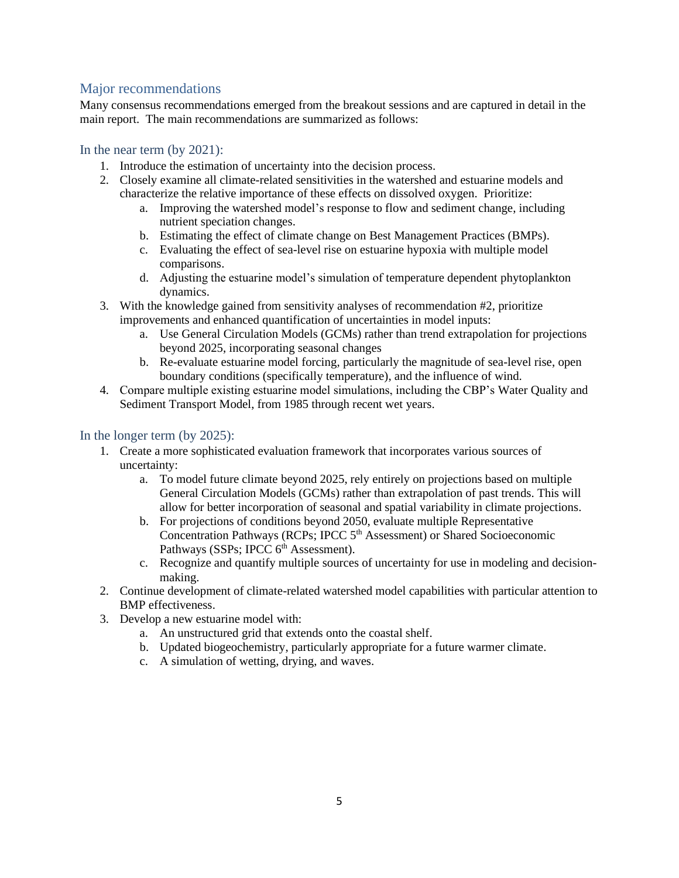## Major recommendations

Many consensus recommendations emerged from the breakout sessions and are captured in detail in the main report. The main recommendations are summarized as follows:

### In the near term (by 2021):

1. Introduce the estimation of uncertainty into the decision process.
2. Closely examine all climate-related sensitivities in the watershed and estuarine models and characterize the relative importance of these effects on dissolved oxygen. Prioritize:
    a. Improving the watershed model's response to flow and sediment change, including nutrient speciation changes.
    b. Estimating the effect of climate change on Best Management Practices (BMPs).
    c. Evaluating the effect of sea-level rise on estuarine hypoxia with multiple model comparisons.
    d. Adjusting the estuarine model's simulation of temperature dependent phytoplankton dynamics.
3. With the knowledge gained from sensitivity analyses of recommendation #2, prioritize improvements and enhanced quantification of uncertainties in model inputs:
    a. Use General Circulation Models (GCMs) rather than trend extrapolation for projections beyond 2025, incorporating seasonal changes
    b. Re-evaluate estuarine model forcing, particularly the magnitude of sea-level rise, open boundary conditions (specifically temperature), and the influence of wind.
4. Compare multiple existing estuarine model simulations, including the CBP's Water Quality and Sediment Transport Model, from 1985 through recent wet years.

### In the longer term (by 2025):

1. Create a more sophisticated evaluation framework that incorporates various sources of uncertainty:
    a. To model future climate beyond 2025, rely entirely on projections based on multiple General Circulation Models (GCMs) rather than extrapolation of past trends. This will allow for better incorporation of seasonal and spatial variability in climate projections.
    b. For projections of conditions beyond 2050, evaluate multiple Representative Concentration Pathways (RCPs; IPCC 5th Assessment) or Shared Socioeconomic Pathways (SSPs; IPCC 6th Assessment).
    c. Recognize and quantify multiple sources of uncertainty for use in modeling and decision-making.
2. Continue development of climate-related watershed model capabilities with particular attention to BMP effectiveness.
3. Develop a new estuarine model with:
    a. An unstructured grid that extends onto the coastal shelf.
    b. Updated biogeochemistry, particularly appropriate for a future warmer climate.
    c. A simulation of wetting, drying, and waves.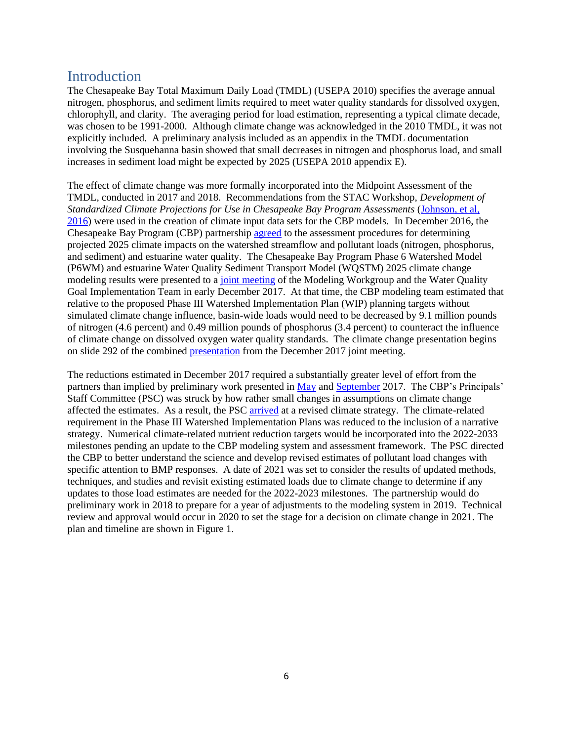# Introduction

The Chesapeake Bay Total Maximum Daily Load (TMDL) (USEPA 2010) specifies the average annual nitrogen, phosphorus, and sediment limits required to meet water quality standards for dissolved oxygen, chlorophyll, and clarity. The averaging period for load estimation, representing a typical climate decade, was chosen to be 1991-2000. Although climate change was acknowledged in the 2010 TMDL, it was not explicitly included. A preliminary analysis included as an appendix in the TMDL documentation involving the Susquehanna basin showed that small decreases in nitrogen and phosphorus load, and small increases in sediment load might be expected by 2025 (USEPA 2010 appendix E).

The effect of climate change was more formally incorporated into the Midpoint Assessment of the TMDL, conducted in 2017 and 2018. Recommendations from the STAC Workshop, *Development of Standardized Climate Projections for Use in Chesapeake Bay Program Assessments* (Johnson, et al, 2016) were used in the creation of climate input data sets for the CBP models. In December 2016, the Chesapeake Bay Program (CBP) partnership agreed to the assessment procedures for determining projected 2025 climate impacts on the watershed streamflow and pollutant loads (nitrogen, phosphorus, and sediment) and estuarine water quality. The Chesapeake Bay Program Phase 6 Watershed Model (P6WM) and estuarine Water Quality Sediment Transport Model (WQSTM) 2025 climate change modeling results were presented to a joint meeting of the Modeling Workgroup and the Water Quality Goal Implementation Team in early December 2017. At that time, the CBP modeling team estimated that relative to the proposed Phase III Watershed Implementation Plan (WIP) planning targets without simulated climate change influence, basin-wide loads would need to be decreased by 9.1 million pounds of nitrogen (4.6 percent) and 0.49 million pounds of phosphorus (3.4 percent) to counteract the influence of climate change on dissolved oxygen water quality standards. The climate change presentation begins on slide 292 of the combined presentation from the December 2017 joint meeting.

The reductions estimated in December 2017 required a substantially greater level of effort from the partners than implied by preliminary work presented in May and September 2017. The CBP's Principals' Staff Committee (PSC) was struck by how rather small changes in assumptions on climate change affected the estimates. As a result, the PSC arrived at a revised climate strategy. The climate-related requirement in the Phase III Watershed Implementation Plans was reduced to the inclusion of a narrative strategy. Numerical climate-related nutrient reduction targets would be incorporated into the 2022-2033 milestones pending an update to the CBP modeling system and assessment framework. The PSC directed the CBP to better understand the science and develop revised estimates of pollutant load changes with specific attention to BMP responses. A date of 2021 was set to consider the results of updated methods, techniques, and studies and revisit existing estimated loads due to climate change to determine if any updates to those load estimates are needed for the 2022-2023 milestones. The partnership would do preliminary work in 2018 to prepare for a year of adjustments to the modeling system in 2019. Technical review and approval would occur in 2020 to set the stage for a decision on climate change in 2021. The plan and timeline are shown in Figure 1.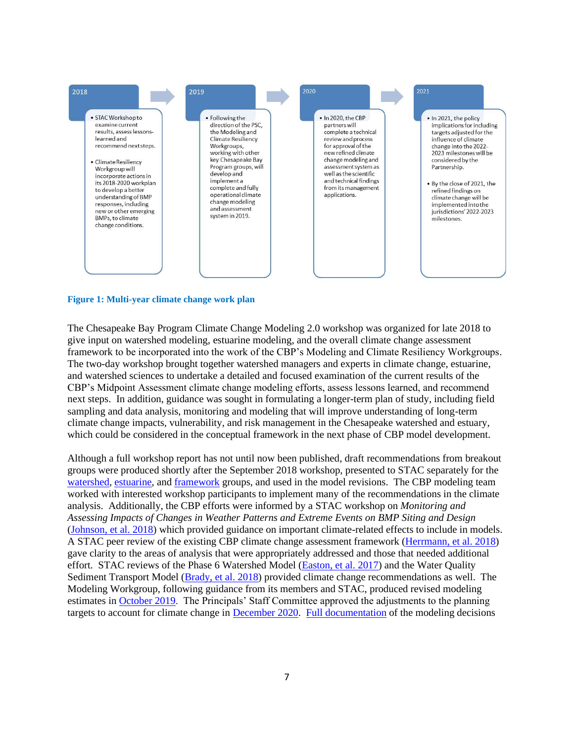2018

- STAC Workshop to examine current results, assess lessons-learned and recommend next steps.
- Climate Resiliency Workgroup will incorporate actions in its 2018-2020 workplan to develop a better understanding of BMP responses, including new or other emerging BMPs, to climate change conditions.

2019

- Following the direction of the PSC, the Modeling and Climate Resiliency Workgroups, working with other key Chesapeake Bay Program groups, will develop and implement a complete and fully operational climate change modeling and assessment system in 2019.

2020

- In 2020, the CBP partners will complete a technical review and process for approval of the new refined climate change modeling and assessment system as well as the scientific and technical findings from its management applications.

2021

- In 2021, the policy implications for including targets adjusted for the influence of climate change into the 2022-2023 milestones will be considered by the Partnership.
- By the close of 2021, the refined findings on climate change will be implemented into the jurisdictions' 2022-2023 milestones.

**Figure 1: Multi-year climate change work plan**

The Chesapeake Bay Program Climate Change Modeling 2.0 workshop was organized for late 2018 to give input on watershed modeling, estuarine modeling, and the overall climate change assessment framework to be incorporated into the work of the CBP's Modeling and Climate Resiliency Workgroups. The two-day workshop brought together watershed managers and experts in climate change, estuarine, and watershed sciences to undertake a detailed and focused examination of the current results of the CBP's Midpoint Assessment climate change modeling efforts, assess lessons learned, and recommend next steps. In addition, guidance was sought in formulating a longer-term plan of study, including field sampling and data analysis, monitoring and modeling that will improve understanding of long-term climate change impacts, vulnerability, and risk management in the Chesapeake watershed and estuary, which could be considered in the conceptual framework in the next phase of CBP model development.

Although a full workshop report has not until now been published, draft recommendations from breakout groups were produced shortly after the September 2018 workshop, presented to STAC separately for the watershed, estuarine, and framework groups, and used in the model revisions. The CBP modeling team worked with interested workshop participants to implement many of the recommendations in the climate analysis. Additionally, the CBP efforts were informed by a STAC workshop on *Monitoring and Assessing Impacts of Changes in Weather Patterns and Extreme Events on BMP Siting and Design* (Johnson, et al. 2018) which provided guidance on important climate-related effects to include in models. A STAC peer review of the existing CBP climate change assessment framework (Herrmann, et al. 2018) gave clarity to the areas of analysis that were appropriately addressed and those that needed additional effort. STAC reviews of the Phase 6 Watershed Model (Easton, et al. 2017) and the Water Quality Sediment Transport Model (Brady, et al. 2018) provided climate change recommendations as well. The Modeling Workgroup, following guidance from its members and STAC, produced revised modeling estimates in October 2019. The Principals' Staff Committee approved the adjustments to the planning targets to account for climate change in December 2020. Full documentation of the modeling decisions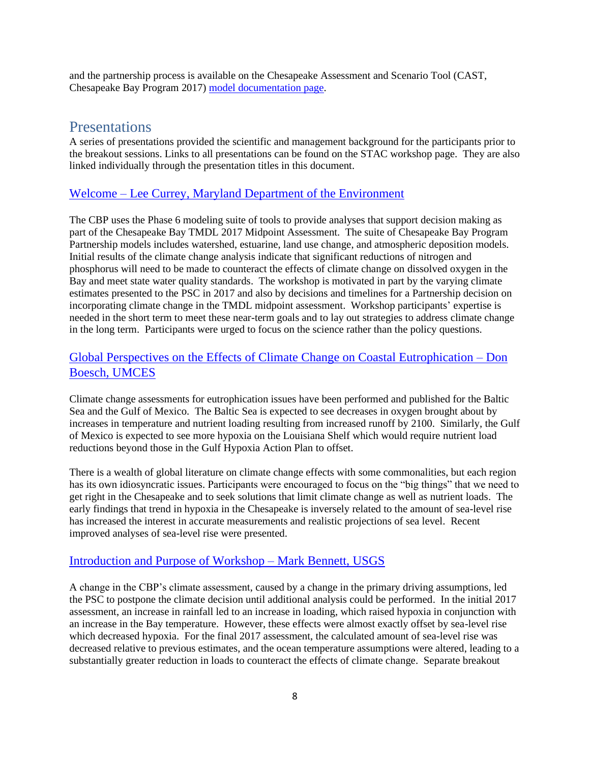and the partnership process is available on the Chesapeake Assessment and Scenario Tool (CAST, Chesapeake Bay Program 2017) model documentation page.

## Presentations

A series of presentations provided the scientific and management background for the participants prior to the breakout sessions. Links to all presentations can be found on the STAC workshop page. They are also linked individually through the presentation titles in this document.

### Welcome – Lee Currey, Maryland Department of the Environment

The CBP uses the Phase 6 modeling suite of tools to provide analyses that support decision making as part of the Chesapeake Bay TMDL 2017 Midpoint Assessment. The suite of Chesapeake Bay Program Partnership models includes watershed, estuarine, land use change, and atmospheric deposition models. Initial results of the climate change analysis indicate that significant reductions of nitrogen and phosphorus will need to be made to counteract the effects of climate change on dissolved oxygen in the Bay and meet state water quality standards. The workshop is motivated in part by the varying climate estimates presented to the PSC in 2017 and also by decisions and timelines for a Partnership decision on incorporating climate change in the TMDL midpoint assessment. Workshop participants' expertise is needed in the short term to meet these near-term goals and to lay out strategies to address climate change in the long term. Participants were urged to focus on the science rather than the policy questions.

### Global Perspectives on the Effects of Climate Change on Coastal Eutrophication – Don Boesch, UMCES

Climate change assessments for eutrophication issues have been performed and published for the Baltic Sea and the Gulf of Mexico. The Baltic Sea is expected to see decreases in oxygen brought about by increases in temperature and nutrient loading resulting from increased runoff by 2100. Similarly, the Gulf of Mexico is expected to see more hypoxia on the Louisiana Shelf which would require nutrient load reductions beyond those in the Gulf Hypoxia Action Plan to offset.

There is a wealth of global literature on climate change effects with some commonalities, but each region has its own idiosyncratic issues. Participants were encouraged to focus on the "big things" that we need to get right in the Chesapeake and to seek solutions that limit climate change as well as nutrient loads. The early findings that trend in hypoxia in the Chesapeake is inversely related to the amount of sea-level rise has increased the interest in accurate measurements and realistic projections of sea level. Recent improved analyses of sea-level rise were presented.

### Introduction and Purpose of Workshop – Mark Bennett, USGS

A change in the CBP's climate assessment, caused by a change in the primary driving assumptions, led the PSC to postpone the climate decision until additional analysis could be performed. In the initial 2017 assessment, an increase in rainfall led to an increase in loading, which raised hypoxia in conjunction with an increase in the Bay temperature. However, these effects were almost exactly offset by sea-level rise which decreased hypoxia. For the final 2017 assessment, the calculated amount of sea-level rise was decreased relative to previous estimates, and the ocean temperature assumptions were altered, leading to a substantially greater reduction in loads to counteract the effects of climate change. Separate breakout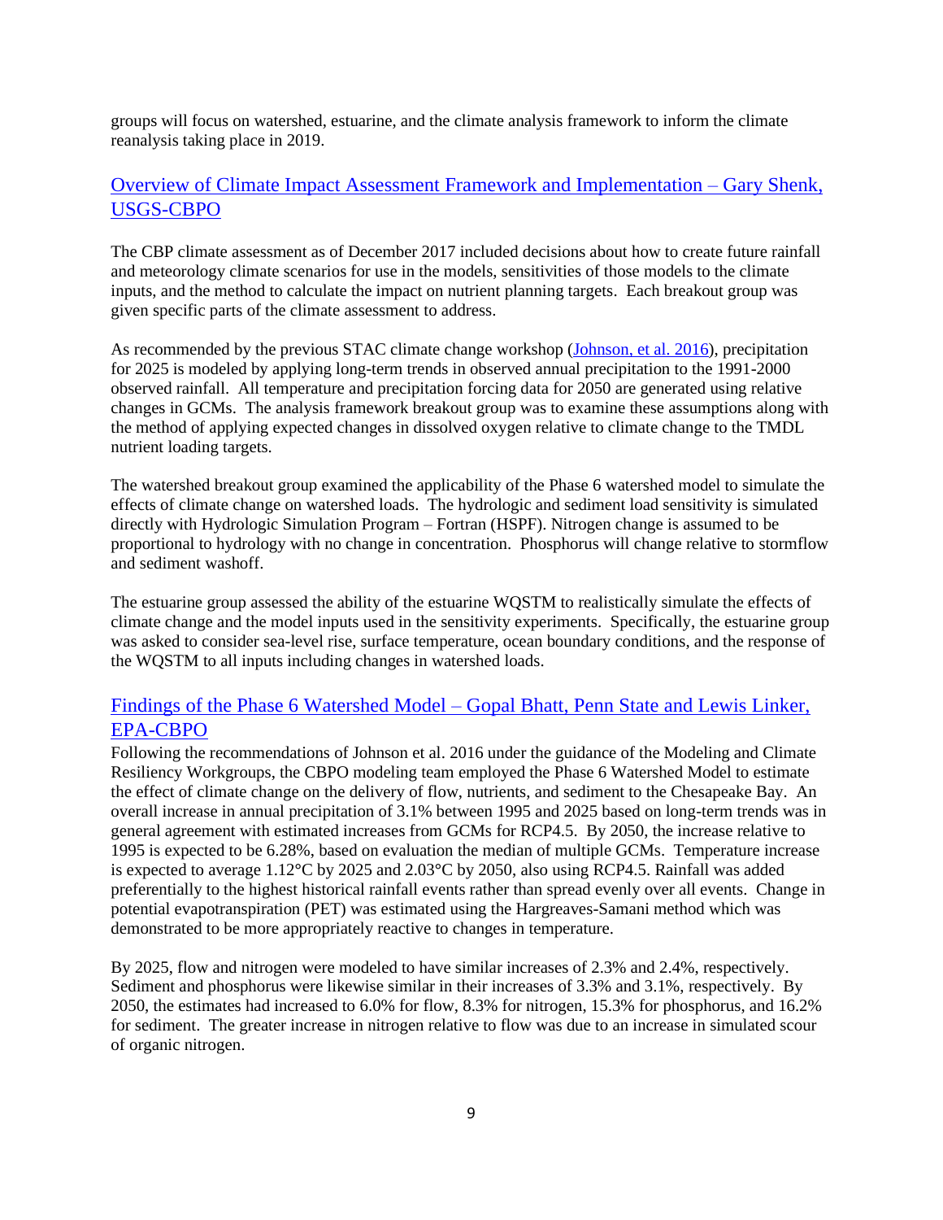groups will focus on watershed, estuarine, and the climate analysis framework to inform the climate reanalysis taking place in 2019.

## Overview of Climate Impact Assessment Framework and Implementation – Gary Shenk, USGS-CBPO

The CBP climate assessment as of December 2017 included decisions about how to create future rainfall and meteorology climate scenarios for use in the models, sensitivities of those models to the climate inputs, and the method to calculate the impact on nutrient planning targets. Each breakout group was given specific parts of the climate assessment to address.

As recommended by the previous STAC climate change workshop (Johnson, et al. 2016), precipitation for 2025 is modeled by applying long-term trends in observed annual precipitation to the 1991-2000 observed rainfall. All temperature and precipitation forcing data for 2050 are generated using relative changes in GCMs. The analysis framework breakout group was to examine these assumptions along with the method of applying expected changes in dissolved oxygen relative to climate change to the TMDL nutrient loading targets.

The watershed breakout group examined the applicability of the Phase 6 watershed model to simulate the effects of climate change on watershed loads. The hydrologic and sediment load sensitivity is simulated directly with Hydrologic Simulation Program – Fortran (HSPF). Nitrogen change is assumed to be proportional to hydrology with no change in concentration. Phosphorus will change relative to stormflow and sediment washoff.

The estuarine group assessed the ability of the estuarine WQSTM to realistically simulate the effects of climate change and the model inputs used in the sensitivity experiments. Specifically, the estuarine group was asked to consider sea-level rise, surface temperature, ocean boundary conditions, and the response of the WQSTM to all inputs including changes in watershed loads.

## Findings of the Phase 6 Watershed Model – Gopal Bhatt, Penn State and Lewis Linker, EPA-CBPO

Following the recommendations of Johnson et al. 2016 under the guidance of the Modeling and Climate Resiliency Workgroups, the CBPO modeling team employed the Phase 6 Watershed Model to estimate the effect of climate change on the delivery of flow, nutrients, and sediment to the Chesapeake Bay. An overall increase in annual precipitation of 3.1% between 1995 and 2025 based on long-term trends was in general agreement with estimated increases from GCMs for RCP4.5. By 2050, the increase relative to 1995 is expected to be 6.28%, based on evaluation the median of multiple GCMs. Temperature increase is expected to average 1.12°C by 2025 and 2.03°C by 2050, also using RCP4.5. Rainfall was added preferentially to the highest historical rainfall events rather than spread evenly over all events. Change in potential evapotranspiration (PET) was estimated using the Hargreaves-Samani method which was demonstrated to be more appropriately reactive to changes in temperature.

By 2025, flow and nitrogen were modeled to have similar increases of 2.3% and 2.4%, respectively. Sediment and phosphorus were likewise similar in their increases of 3.3% and 3.1%, respectively. By 2050, the estimates had increased to 6.0% for flow, 8.3% for nitrogen, 15.3% for phosphorus, and 16.2% for sediment. The greater increase in nitrogen relative to flow was due to an increase in simulated scour of organic nitrogen.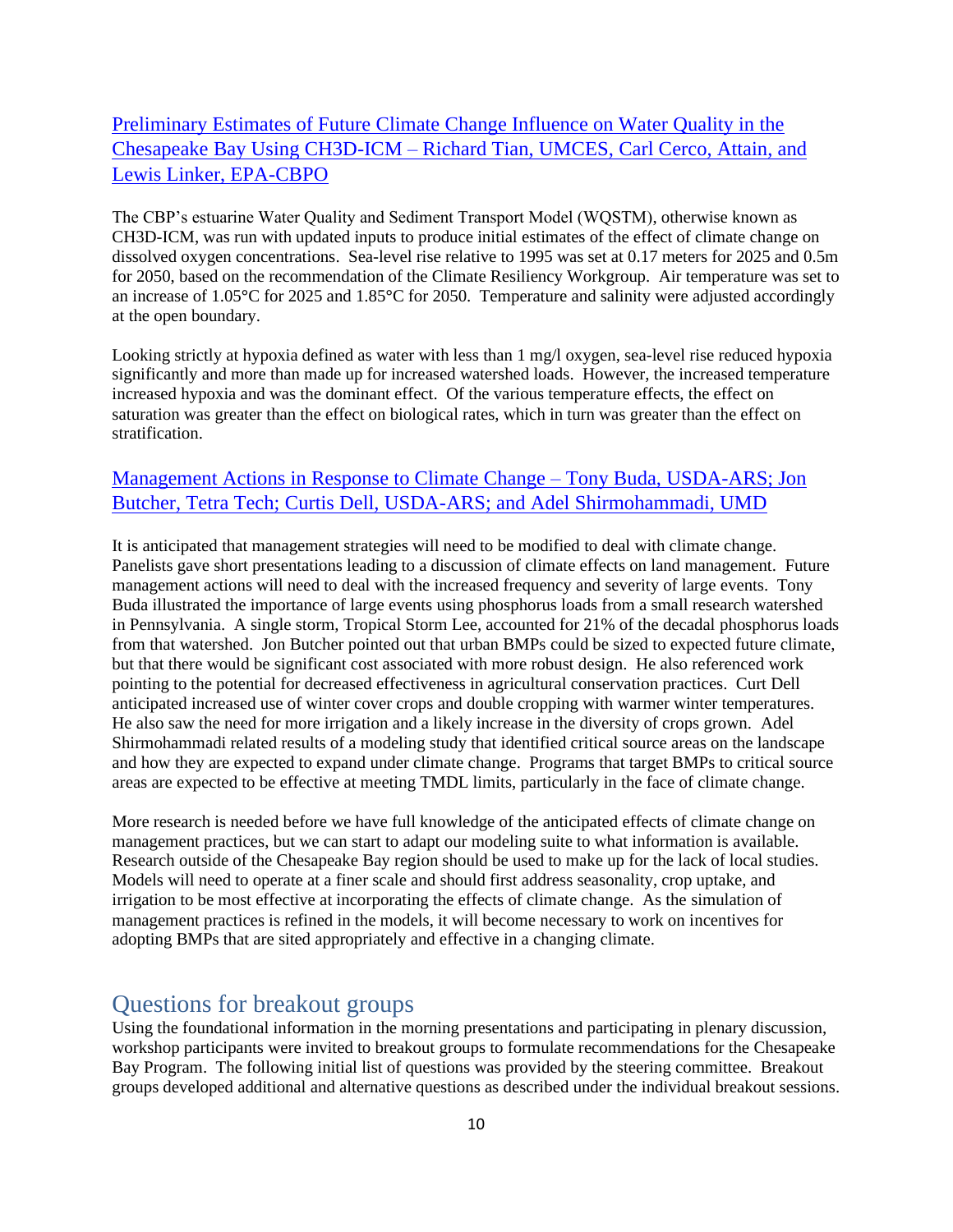### [Preliminary Estimates of Future Climate Change Influence on Water Quality in the Chesapeake Bay Using CH3D-ICM – Richard Tian, UMCES, Carl Cerco, Attain, and Lewis Linker, EPA-CBPO]

The CBP's estuarine Water Quality and Sediment Transport Model (WQSTM), otherwise known as CH3D-ICM, was run with updated inputs to produce initial estimates of the effect of climate change on dissolved oxygen concentrations. Sea-level rise relative to 1995 was set at 0.17 meters for 2025 and 0.5m for 2050, based on the recommendation of the Climate Resiliency Workgroup. Air temperature was set to an increase of 1.05°C for 2025 and 1.85°C for 2050. Temperature and salinity were adjusted accordingly at the open boundary.

Looking strictly at hypoxia defined as water with less than 1 mg/l oxygen, sea-level rise reduced hypoxia significantly and more than made up for increased watershed loads. However, the increased temperature increased hypoxia and was the dominant effect. Of the various temperature effects, the effect on saturation was greater than the effect on biological rates, which in turn was greater than the effect on stratification.

### [Management Actions in Response to Climate Change – Tony Buda, USDA-ARS; Jon Butcher, Tetra Tech; Curtis Dell, USDA-ARS; and Adel Shirmohammadi, UMD]

It is anticipated that management strategies will need to be modified to deal with climate change. Panelists gave short presentations leading to a discussion of climate effects on land management. Future management actions will need to deal with the increased frequency and severity of large events. Tony Buda illustrated the importance of large events using phosphorus loads from a small research watershed in Pennsylvania. A single storm, Tropical Storm Lee, accounted for 21% of the decadal phosphorus loads from that watershed. Jon Butcher pointed out that urban BMPs could be sized to expected future climate, but that there would be significant cost associated with more robust design. He also referenced work pointing to the potential for decreased effectiveness in agricultural conservation practices. Curt Dell anticipated increased use of winter cover crops and double cropping with warmer winter temperatures. He also saw the need for more irrigation and a likely increase in the diversity of crops grown. Adel Shirmohammadi related results of a modeling study that identified critical source areas on the landscape and how they are expected to expand under climate change. Programs that target BMPs to critical source areas are expected to be effective at meeting TMDL limits, particularly in the face of climate change.

More research is needed before we have full knowledge of the anticipated effects of climate change on management practices, but we can start to adapt our modeling suite to what information is available. Research outside of the Chesapeake Bay region should be used to make up for the lack of local studies. Models will need to operate at a finer scale and should first address seasonality, crop uptake, and irrigation to be most effective at incorporating the effects of climate change. As the simulation of management practices is refined in the models, it will become necessary to work on incentives for adopting BMPs that are sited appropriately and effective in a changing climate.

## Questions for breakout groups

Using the foundational information in the morning presentations and participating in plenary discussion, workshop participants were invited to breakout groups to formulate recommendations for the Chesapeake Bay Program. The following initial list of questions was provided by the steering committee. Breakout groups developed additional and alternative questions as described under the individual breakout sessions.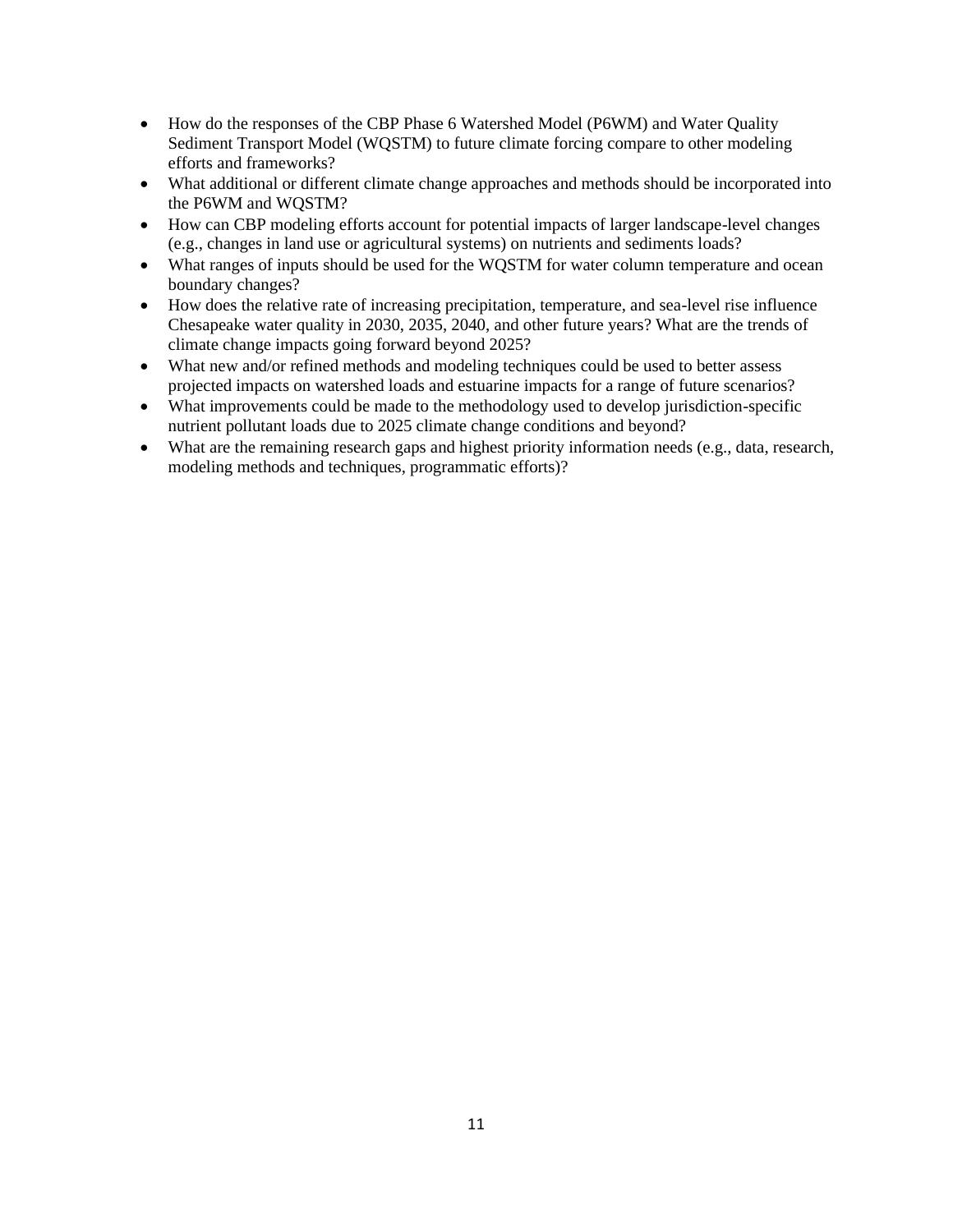- How do the responses of the CBP Phase 6 Watershed Model (P6WM) and Water Quality Sediment Transport Model (WQSTM) to future climate forcing compare to other modeling efforts and frameworks?
- What additional or different climate change approaches and methods should be incorporated into the P6WM and WQSTM?
- How can CBP modeling efforts account for potential impacts of larger landscape-level changes (e.g., changes in land use or agricultural systems) on nutrients and sediments loads?
- What ranges of inputs should be used for the WQSTM for water column temperature and ocean boundary changes?
- How does the relative rate of increasing precipitation, temperature, and sea-level rise influence Chesapeake water quality in 2030, 2035, 2040, and other future years? What are the trends of climate change impacts going forward beyond 2025?
- What new and/or refined methods and modeling techniques could be used to better assess projected impacts on watershed loads and estuarine impacts for a range of future scenarios?
- What improvements could be made to the methodology used to develop jurisdiction-specific nutrient pollutant loads due to 2025 climate change conditions and beyond?
- What are the remaining research gaps and highest priority information needs (e.g., data, research, modeling methods and techniques, programmatic efforts)?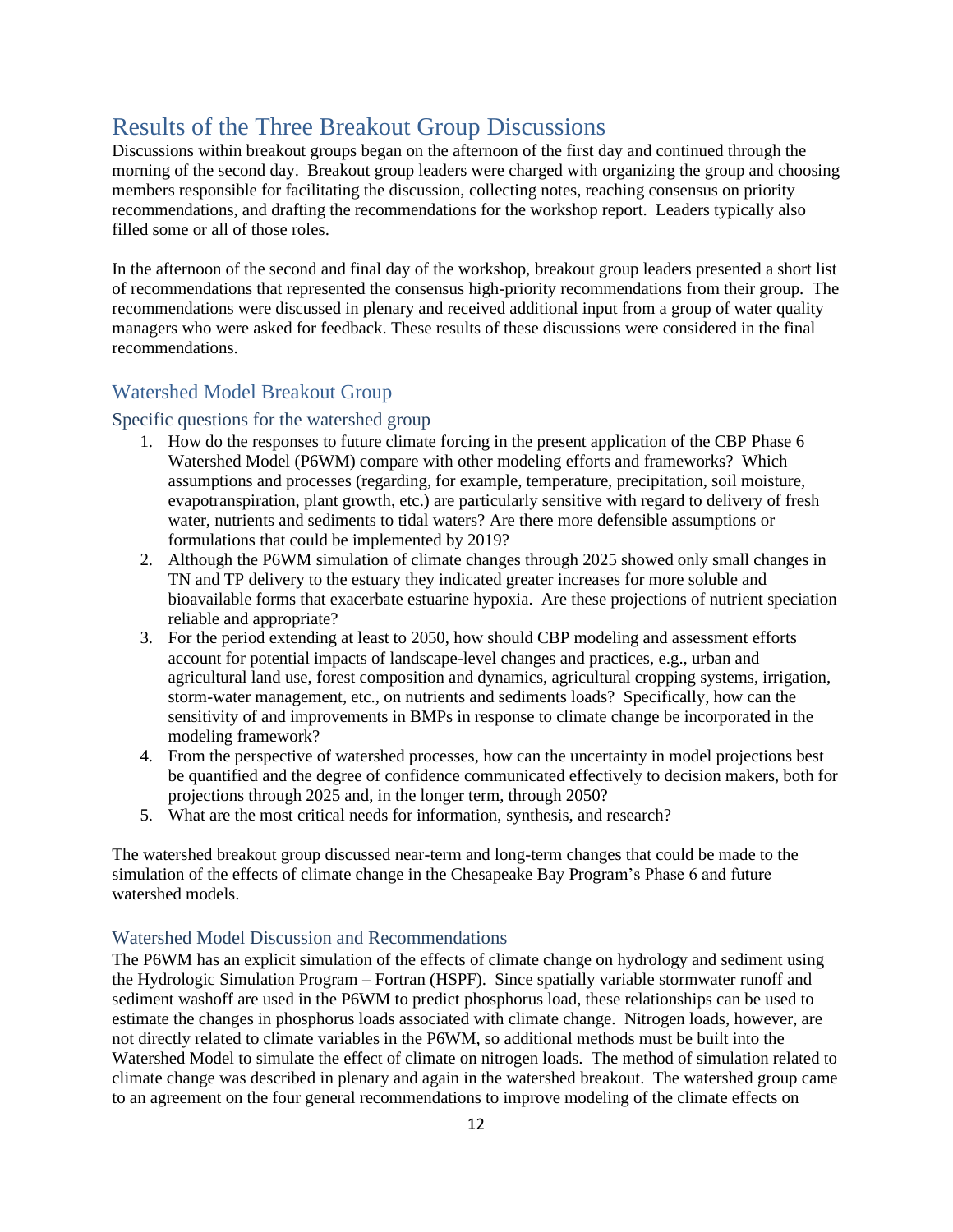# Results of the Three Breakout Group Discussions

Discussions within breakout groups began on the afternoon of the first day and continued through the morning of the second day. Breakout group leaders were charged with organizing the group and choosing members responsible for facilitating the discussion, collecting notes, reaching consensus on priority recommendations, and drafting the recommendations for the workshop report. Leaders typically also filled some or all of those roles.

In the afternoon of the second and final day of the workshop, breakout group leaders presented a short list of recommendations that represented the consensus high-priority recommendations from their group. The recommendations were discussed in plenary and received additional input from a group of water quality managers who were asked for feedback. These results of these discussions were considered in the final recommendations.

## Watershed Model Breakout Group

### Specific questions for the watershed group

1. How do the responses to future climate forcing in the present application of the CBP Phase 6 Watershed Model (P6WM) compare with other modeling efforts and frameworks? Which assumptions and processes (regarding, for example, temperature, precipitation, soil moisture, evapotranspiration, plant growth, etc.) are particularly sensitive with regard to delivery of fresh water, nutrients and sediments to tidal waters? Are there more defensible assumptions or formulations that could be implemented by 2019?
2. Although the P6WM simulation of climate changes through 2025 showed only small changes in TN and TP delivery to the estuary they indicated greater increases for more soluble and bioavailable forms that exacerbate estuarine hypoxia. Are these projections of nutrient speciation reliable and appropriate?
3. For the period extending at least to 2050, how should CBP modeling and assessment efforts account for potential impacts of landscape-level changes and practices, e.g., urban and agricultural land use, forest composition and dynamics, agricultural cropping systems, irrigation, storm-water management, etc., on nutrients and sediments loads? Specifically, how can the sensitivity of and improvements in BMPs in response to climate change be incorporated in the modeling framework?
4. From the perspective of watershed processes, how can the uncertainty in model projections best be quantified and the degree of confidence communicated effectively to decision makers, both for projections through 2025 and, in the longer term, through 2050?
5. What are the most critical needs for information, synthesis, and research?

The watershed breakout group discussed near-term and long-term changes that could be made to the simulation of the effects of climate change in the Chesapeake Bay Program's Phase 6 and future watershed models.

### Watershed Model Discussion and Recommendations

The P6WM has an explicit simulation of the effects of climate change on hydrology and sediment using the Hydrologic Simulation Program – Fortran (HSPF). Since spatially variable stormwater runoff and sediment washoff are used in the P6WM to predict phosphorus load, these relationships can be used to estimate the changes in phosphorus loads associated with climate change. Nitrogen loads, however, are not directly related to climate variables in the P6WM, so additional methods must be built into the Watershed Model to simulate the effect of climate on nitrogen loads. The method of simulation related to climate change was described in plenary and again in the watershed breakout. The watershed group came to an agreement on the four general recommendations to improve modeling of the climate effects on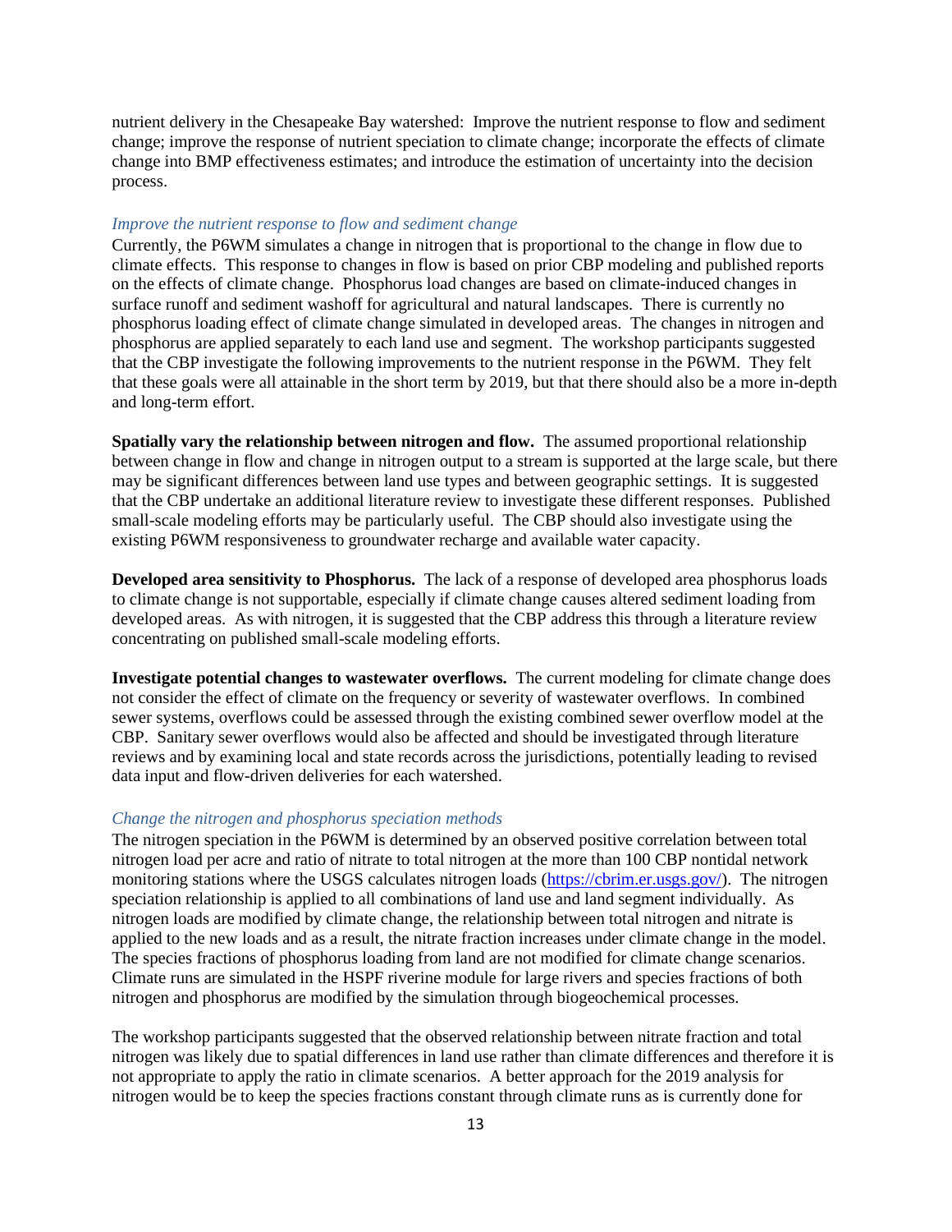nutrient delivery in the Chesapeake Bay watershed: Improve the nutrient response to flow and sediment change; improve the response of nutrient speciation to climate change; incorporate the effects of climate change into BMP effectiveness estimates; and introduce the estimation of uncertainty into the decision process.

### *Improve the nutrient response to flow and sediment change*

Currently, the P6WM simulates a change in nitrogen that is proportional to the change in flow due to climate effects. This response to changes in flow is based on prior CBP modeling and published reports on the effects of climate change. Phosphorus load changes are based on climate-induced changes in surface runoff and sediment washoff for agricultural and natural landscapes. There is currently no phosphorus loading effect of climate change simulated in developed areas. The changes in nitrogen and phosphorus are applied separately to each land use and segment. The workshop participants suggested that the CBP investigate the following improvements to the nutrient response in the P6WM. They felt that these goals were all attainable in the short term by 2019, but that there should also be a more in-depth and long-term effort.

**Spatially vary the relationship between nitrogen and flow.** The assumed proportional relationship between change in flow and change in nitrogen output to a stream is supported at the large scale, but there may be significant differences between land use types and between geographic settings. It is suggested that the CBP undertake an additional literature review to investigate these different responses. Published small-scale modeling efforts may be particularly useful. The CBP should also investigate using the existing P6WM responsiveness to groundwater recharge and available water capacity.

**Developed area sensitivity to Phosphorus.** The lack of a response of developed area phosphorus loads to climate change is not supportable, especially if climate change causes altered sediment loading from developed areas. As with nitrogen, it is suggested that the CBP address this through a literature review concentrating on published small-scale modeling efforts.

**Investigate potential changes to wastewater overflows.** The current modeling for climate change does not consider the effect of climate on the frequency or severity of wastewater overflows. In combined sewer systems, overflows could be assessed through the existing combined sewer overflow model at the CBP. Sanitary sewer overflows would also be affected and should be investigated through literature reviews and by examining local and state records across the jurisdictions, potentially leading to revised data input and flow-driven deliveries for each watershed.

### *Change the nitrogen and phosphorus speciation methods*

The nitrogen speciation in the P6WM is determined by an observed positive correlation between total nitrogen load per acre and ratio of nitrate to total nitrogen at the more than 100 CBP nontidal network monitoring stations where the USGS calculates nitrogen loads (https://cbrim.er.usgs.gov/). The nitrogen speciation relationship is applied to all combinations of land use and land segment individually. As nitrogen loads are modified by climate change, the relationship between total nitrogen and nitrate is applied to the new loads and as a result, the nitrate fraction increases under climate change in the model. The species fractions of phosphorus loading from land are not modified for climate change scenarios. Climate runs are simulated in the HSPF riverine module for large rivers and species fractions of both nitrogen and phosphorus are modified by the simulation through biogeochemical processes.

The workshop participants suggested that the observed relationship between nitrate fraction and total nitrogen was likely due to spatial differences in land use rather than climate differences and therefore it is not appropriate to apply the ratio in climate scenarios. A better approach for the 2019 analysis for nitrogen would be to keep the species fractions constant through climate runs as is currently done for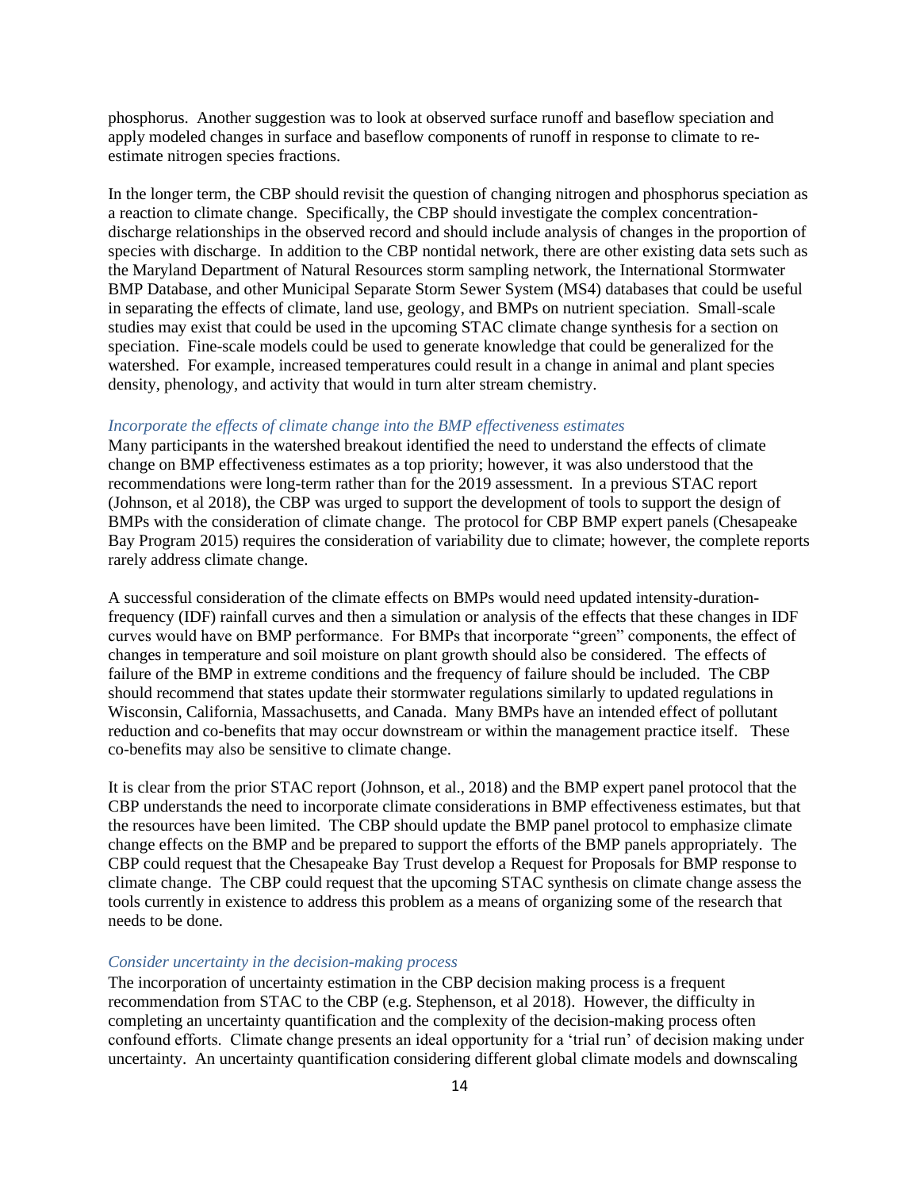phosphorus. Another suggestion was to look at observed surface runoff and baseflow speciation and apply modeled changes in surface and baseflow components of runoff in response to climate to re-estimate nitrogen species fractions.

In the longer term, the CBP should revisit the question of changing nitrogen and phosphorus speciation as a reaction to climate change. Specifically, the CBP should investigate the complex concentration-discharge relationships in the observed record and should include analysis of changes in the proportion of species with discharge. In addition to the CBP nontidal network, there are other existing data sets such as the Maryland Department of Natural Resources storm sampling network, the International Stormwater BMP Database, and other Municipal Separate Storm Sewer System (MS4) databases that could be useful in separating the effects of climate, land use, geology, and BMPs on nutrient speciation. Small-scale studies may exist that could be used in the upcoming STAC climate change synthesis for a section on speciation. Fine-scale models could be used to generate knowledge that could be generalized for the watershed. For example, increased temperatures could result in a change in animal and plant species density, phenology, and activity that would in turn alter stream chemistry.

### *Incorporate the effects of climate change into the BMP effectiveness estimates*

Many participants in the watershed breakout identified the need to understand the effects of climate change on BMP effectiveness estimates as a top priority; however, it was also understood that the recommendations were long-term rather than for the 2019 assessment. In a previous STAC report (Johnson, et al 2018), the CBP was urged to support the development of tools to support the design of BMPs with the consideration of climate change. The protocol for CBP BMP expert panels (Chesapeake Bay Program 2015) requires the consideration of variability due to climate; however, the complete reports rarely address climate change.

A successful consideration of the climate effects on BMPs would need updated intensity-duration-frequency (IDF) rainfall curves and then a simulation or analysis of the effects that these changes in IDF curves would have on BMP performance. For BMPs that incorporate "green" components, the effect of changes in temperature and soil moisture on plant growth should also be considered. The effects of failure of the BMP in extreme conditions and the frequency of failure should be included. The CBP should recommend that states update their stormwater regulations similarly to updated regulations in Wisconsin, California, Massachusetts, and Canada. Many BMPs have an intended effect of pollutant reduction and co-benefits that may occur downstream or within the management practice itself. These co-benefits may also be sensitive to climate change.

It is clear from the prior STAC report (Johnson, et al., 2018) and the BMP expert panel protocol that the CBP understands the need to incorporate climate considerations in BMP effectiveness estimates, but that the resources have been limited. The CBP should update the BMP panel protocol to emphasize climate change effects on the BMP and be prepared to support the efforts of the BMP panels appropriately. The CBP could request that the Chesapeake Bay Trust develop a Request for Proposals for BMP response to climate change. The CBP could request that the upcoming STAC synthesis on climate change assess the tools currently in existence to address this problem as a means of organizing some of the research that needs to be done.

### *Consider uncertainty in the decision-making process*

The incorporation of uncertainty estimation in the CBP decision making process is a frequent recommendation from STAC to the CBP (e.g. Stephenson, et al 2018). However, the difficulty in completing an uncertainty quantification and the complexity of the decision-making process often confound efforts. Climate change presents an ideal opportunity for a 'trial run' of decision making under uncertainty. An uncertainty quantification considering different global climate models and downscaling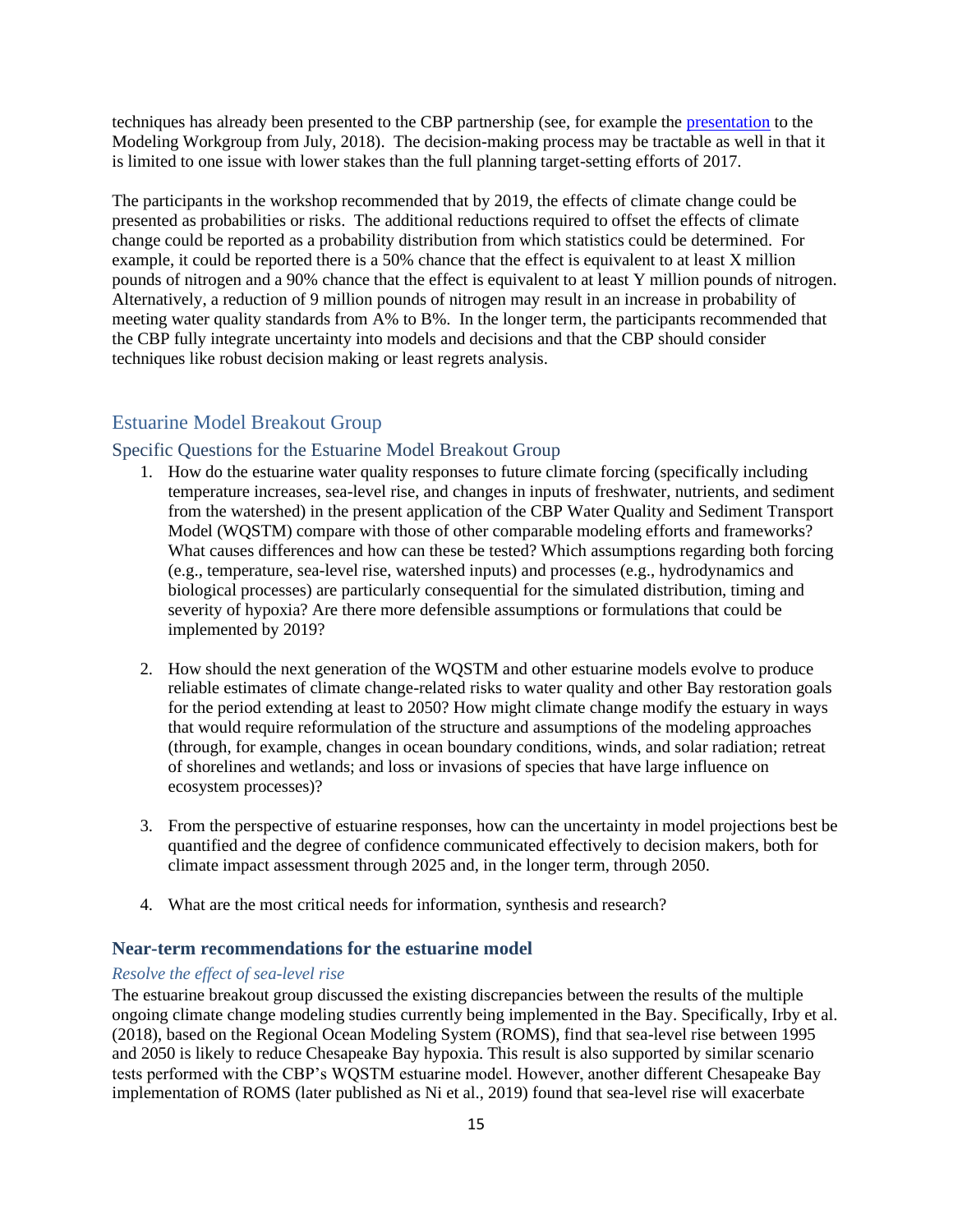techniques has already been presented to the CBP partnership (see, for example the presentation to the Modeling Workgroup from July, 2018). The decision-making process may be tractable as well in that it is limited to one issue with lower stakes than the full planning target-setting efforts of 2017.

The participants in the workshop recommended that by 2019, the effects of climate change could be presented as probabilities or risks. The additional reductions required to offset the effects of climate change could be reported as a probability distribution from which statistics could be determined. For example, it could be reported there is a 50% chance that the effect is equivalent to at least X million pounds of nitrogen and a 90% chance that the effect is equivalent to at least Y million pounds of nitrogen. Alternatively, a reduction of 9 million pounds of nitrogen may result in an increase in probability of meeting water quality standards from A% to B%. In the longer term, the participants recommended that the CBP fully integrate uncertainty into models and decisions and that the CBP should consider techniques like robust decision making or least regrets analysis.

## Estuarine Model Breakout Group

### Specific Questions for the Estuarine Model Breakout Group

1. How do the estuarine water quality responses to future climate forcing (specifically including temperature increases, sea-level rise, and changes in inputs of freshwater, nutrients, and sediment from the watershed) in the present application of the CBP Water Quality and Sediment Transport Model (WQSTM) compare with those of other comparable modeling efforts and frameworks? What causes differences and how can these be tested? Which assumptions regarding both forcing (e.g., temperature, sea-level rise, watershed inputs) and processes (e.g., hydrodynamics and biological processes) are particularly consequential for the simulated distribution, timing and severity of hypoxia? Are there more defensible assumptions or formulations that could be implemented by 2019?

2. How should the next generation of the WQSTM and other estuarine models evolve to produce reliable estimates of climate change-related risks to water quality and other Bay restoration goals for the period extending at least to 2050? How might climate change modify the estuary in ways that would require reformulation of the structure and assumptions of the modeling approaches (through, for example, changes in ocean boundary conditions, winds, and solar radiation; retreat of shorelines and wetlands; and loss or invasions of species that have large influence on ecosystem processes)?

3. From the perspective of estuarine responses, how can the uncertainty in model projections best be quantified and the degree of confidence communicated effectively to decision makers, both for climate impact assessment through 2025 and, in the longer term, through 2050.

4. What are the most critical needs for information, synthesis and research?

### Near-term recommendations for the estuarine model

*Resolve the effect of sea-level rise*

The estuarine breakout group discussed the existing discrepancies between the results of the multiple ongoing climate change modeling studies currently being implemented in the Bay. Specifically, Irby et al. (2018), based on the Regional Ocean Modeling System (ROMS), find that sea-level rise between 1995 and 2050 is likely to reduce Chesapeake Bay hypoxia. This result is also supported by similar scenario tests performed with the CBP's WQSTM estuarine model. However, another different Chesapeake Bay implementation of ROMS (later published as Ni et al., 2019) found that sea-level rise will exacerbate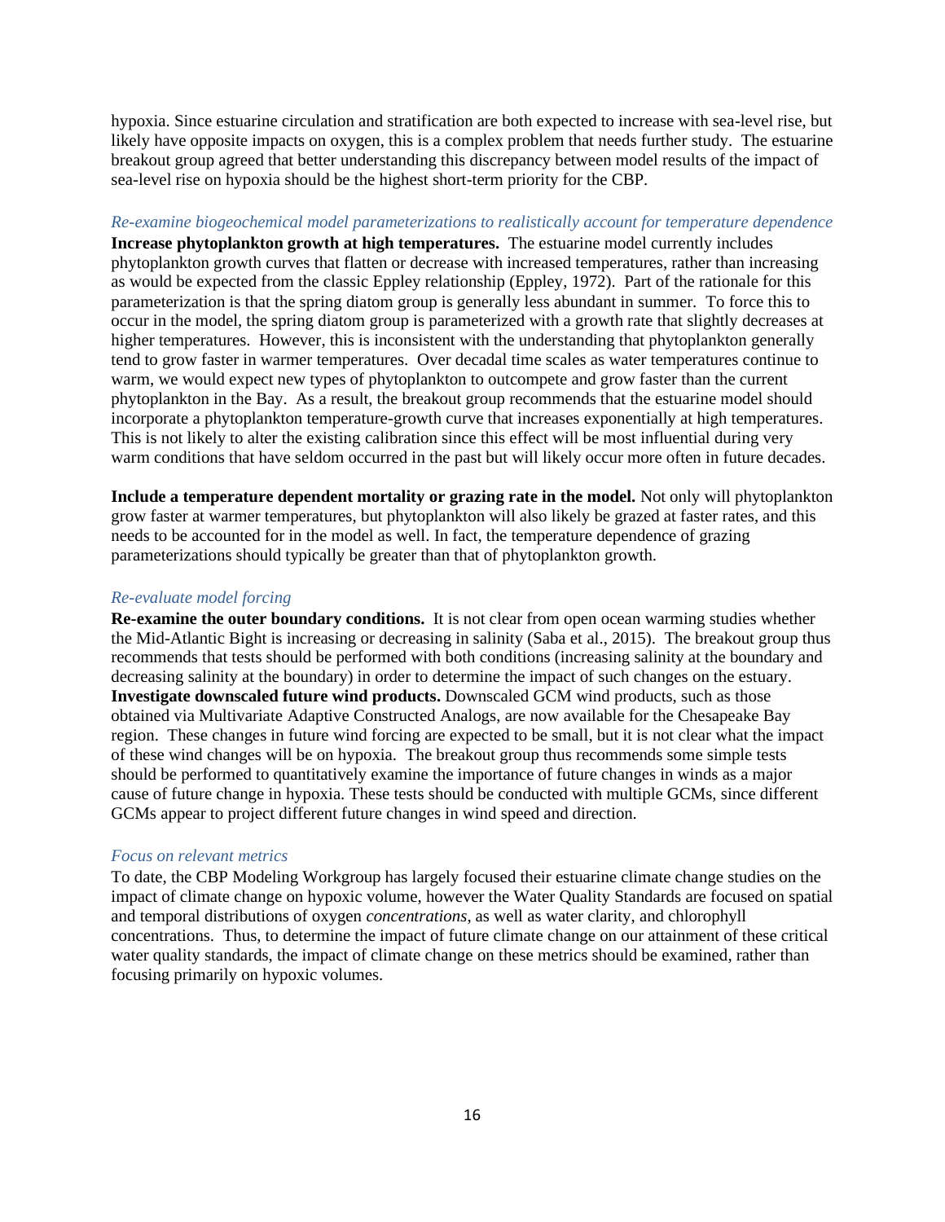hypoxia. Since estuarine circulation and stratification are both expected to increase with sea-level rise, but likely have opposite impacts on oxygen, this is a complex problem that needs further study. The estuarine breakout group agreed that better understanding this discrepancy between model results of the impact of sea-level rise on hypoxia should be the highest short-term priority for the CBP.

*Re-examine biogeochemical model parameterizations to realistically account for temperature dependence*

**Increase phytoplankton growth at high temperatures.** The estuarine model currently includes phytoplankton growth curves that flatten or decrease with increased temperatures, rather than increasing as would be expected from the classic Eppley relationship (Eppley, 1972). Part of the rationale for this parameterization is that the spring diatom group is generally less abundant in summer. To force this to occur in the model, the spring diatom group is parameterized with a growth rate that slightly decreases at higher temperatures. However, this is inconsistent with the understanding that phytoplankton generally tend to grow faster in warmer temperatures. Over decadal time scales as water temperatures continue to warm, we would expect new types of phytoplankton to outcompete and grow faster than the current phytoplankton in the Bay. As a result, the breakout group recommends that the estuarine model should incorporate a phytoplankton temperature-growth curve that increases exponentially at high temperatures. This is not likely to alter the existing calibration since this effect will be most influential during very warm conditions that have seldom occurred in the past but will likely occur more often in future decades.

**Include a temperature dependent mortality or grazing rate in the model.** Not only will phytoplankton grow faster at warmer temperatures, but phytoplankton will also likely be grazed at faster rates, and this needs to be accounted for in the model as well. In fact, the temperature dependence of grazing parameterizations should typically be greater than that of phytoplankton growth.

*Re-evaluate model forcing*

**Re-examine the outer boundary conditions.** It is not clear from open ocean warming studies whether the Mid-Atlantic Bight is increasing or decreasing in salinity (Saba et al., 2015). The breakout group thus recommends that tests should be performed with both conditions (increasing salinity at the boundary and decreasing salinity at the boundary) in order to determine the impact of such changes on the estuary.

**Investigate downscaled future wind products.** Downscaled GCM wind products, such as those obtained via Multivariate Adaptive Constructed Analogs, are now available for the Chesapeake Bay region. These changes in future wind forcing are expected to be small, but it is not clear what the impact of these wind changes will be on hypoxia. The breakout group thus recommends some simple tests should be performed to quantitatively examine the importance of future changes in winds as a major cause of future change in hypoxia. These tests should be conducted with multiple GCMs, since different GCMs appear to project different future changes in wind speed and direction.

*Focus on relevant metrics*

To date, the CBP Modeling Workgroup has largely focused their estuarine climate change studies on the impact of climate change on hypoxic volume, however the Water Quality Standards are focused on spatial and temporal distributions of oxygen *concentrations*, as well as water clarity, and chlorophyll concentrations. Thus, to determine the impact of future climate change on our attainment of these critical water quality standards, the impact of climate change on these metrics should be examined, rather than focusing primarily on hypoxic volumes.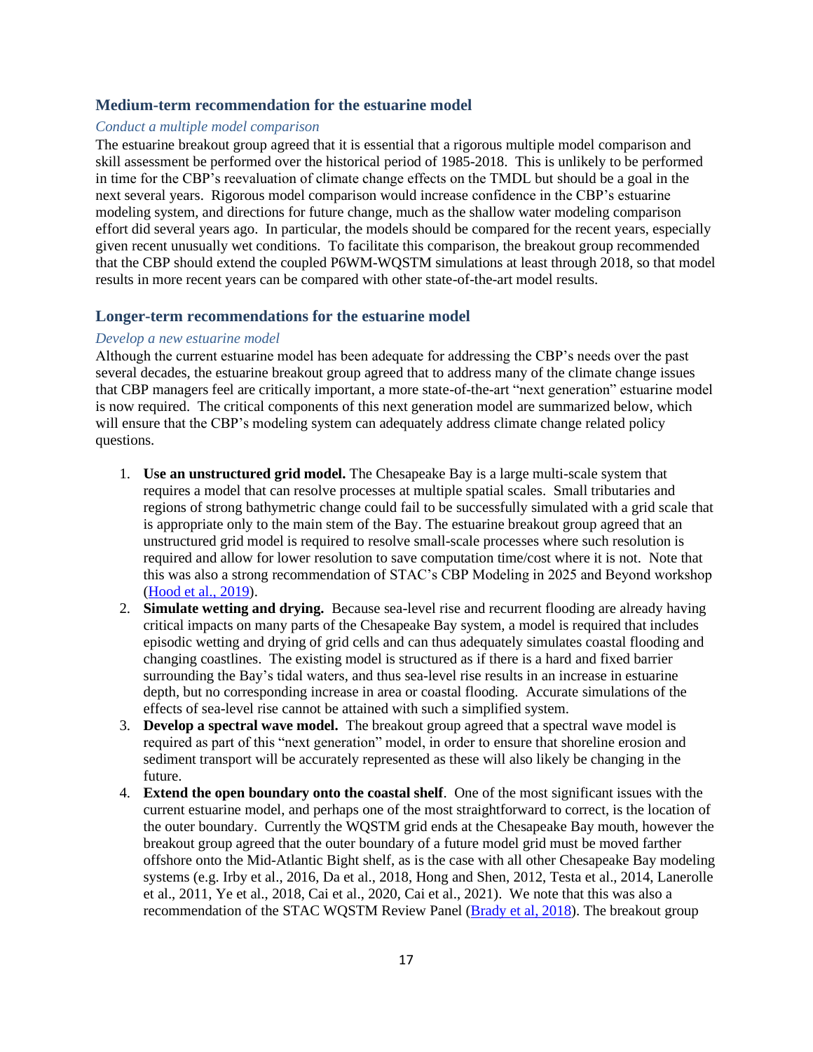## Medium-term recommendation for the estuarine model

### *Conduct a multiple model comparison*

The estuarine breakout group agreed that it is essential that a rigorous multiple model comparison and skill assessment be performed over the historical period of 1985-2018. This is unlikely to be performed in time for the CBP's reevaluation of climate change effects on the TMDL but should be a goal in the next several years. Rigorous model comparison would increase confidence in the CBP's estuarine modeling system, and directions for future change, much as the shallow water modeling comparison effort did several years ago. In particular, the models should be compared for the recent years, especially given recent unusually wet conditions. To facilitate this comparison, the breakout group recommended that the CBP should extend the coupled P6WM-WQSTM simulations at least through 2018, so that model results in more recent years can be compared with other state-of-the-art model results.

## Longer-term recommendations for the estuarine model

### *Develop a new estuarine model*

Although the current estuarine model has been adequate for addressing the CBP's needs over the past several decades, the estuarine breakout group agreed that to address many of the climate change issues that CBP managers feel are critically important, a more state-of-the-art "next generation" estuarine model is now required. The critical components of this next generation model are summarized below, which will ensure that the CBP's modeling system can adequately address climate change related policy questions.

1. **Use an unstructured grid model.** The Chesapeake Bay is a large multi-scale system that requires a model that can resolve processes at multiple spatial scales. Small tributaries and regions of strong bathymetric change could fail to be successfully simulated with a grid scale that is appropriate only to the main stem of the Bay. The estuarine breakout group agreed that an unstructured grid model is required to resolve small-scale processes where such resolution is required and allow for lower resolution to save computation time/cost where it is not. Note that this was also a strong recommendation of STAC's CBP Modeling in 2025 and Beyond workshop (Hood et al., 2019).
2. **Simulate wetting and drying.** Because sea-level rise and recurrent flooding are already having critical impacts on many parts of the Chesapeake Bay system, a model is required that includes episodic wetting and drying of grid cells and can thus adequately simulates coastal flooding and changing coastlines. The existing model is structured as if there is a hard and fixed barrier surrounding the Bay's tidal waters, and thus sea-level rise results in an increase in estuarine depth, but no corresponding increase in area or coastal flooding. Accurate simulations of the effects of sea-level rise cannot be attained with such a simplified system.
3. **Develop a spectral wave model.** The breakout group agreed that a spectral wave model is required as part of this "next generation" model, in order to ensure that shoreline erosion and sediment transport will be accurately represented as these will also likely be changing in the future.
4. **Extend the open boundary onto the coastal shelf**. One of the most significant issues with the current estuarine model, and perhaps one of the most straightforward to correct, is the location of the outer boundary. Currently the WQSTM grid ends at the Chesapeake Bay mouth, however the breakout group agreed that the outer boundary of a future model grid must be moved farther offshore onto the Mid-Atlantic Bight shelf, as is the case with all other Chesapeake Bay modeling systems (e.g. Irby et al., 2016, Da et al., 2018, Hong and Shen, 2012, Testa et al., 2014, Lanerolle et al., 2011, Ye et al., 2018, Cai et al., 2020, Cai et al., 2021). We note that this was also a recommendation of the STAC WQSTM Review Panel (Brady et al, 2018). The breakout group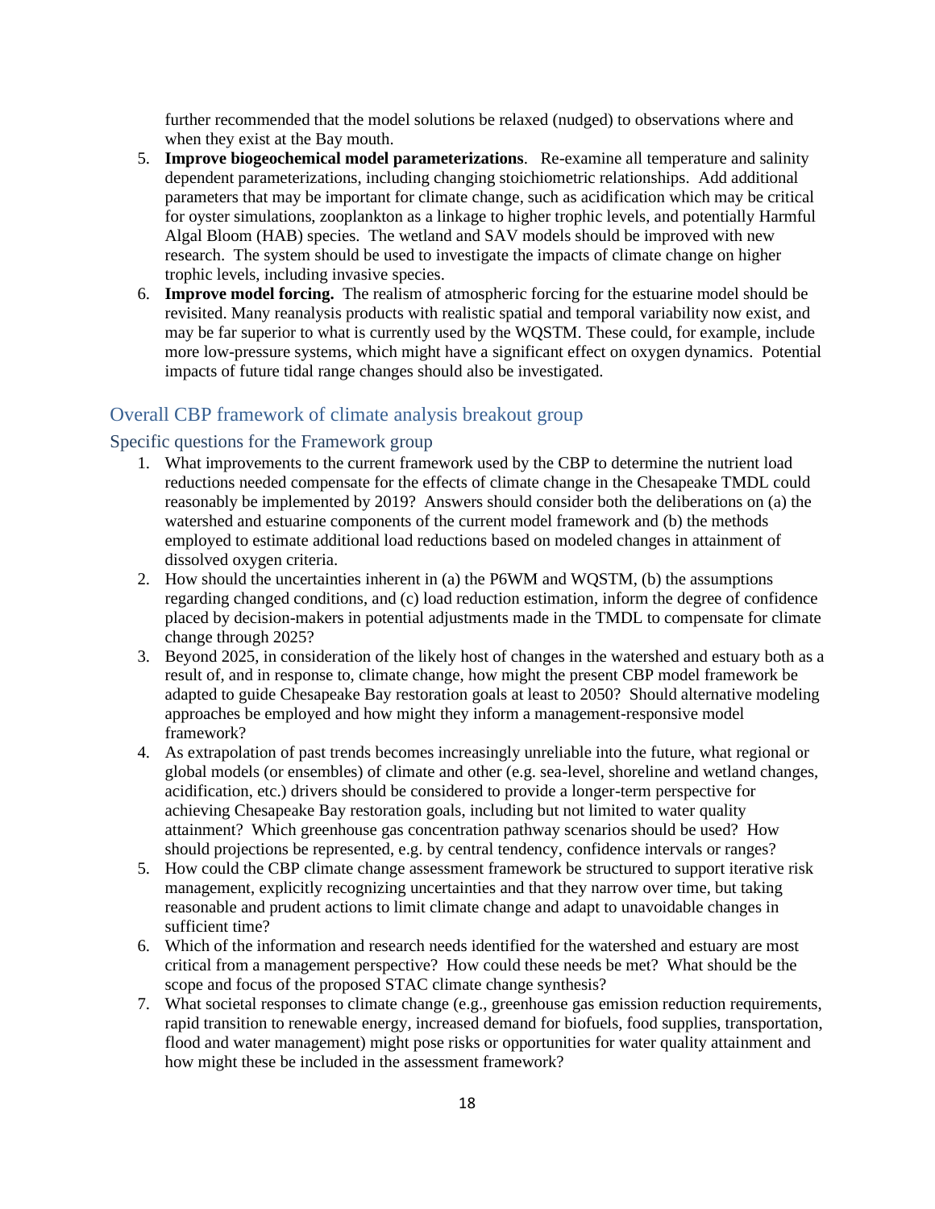further recommended that the model solutions be relaxed (nudged) to observations where and when they exist at the Bay mouth.

5. **Improve biogeochemical model parameterizations**. Re-examine all temperature and salinity dependent parameterizations, including changing stoichiometric relationships. Add additional parameters that may be important for climate change, such as acidification which may be critical for oyster simulations, zooplankton as a linkage to higher trophic levels, and potentially Harmful Algal Bloom (HAB) species. The wetland and SAV models should be improved with new research. The system should be used to investigate the impacts of climate change on higher trophic levels, including invasive species.
6. **Improve model forcing.** The realism of atmospheric forcing for the estuarine model should be revisited. Many reanalysis products with realistic spatial and temporal variability now exist, and may be far superior to what is currently used by the WQSTM. These could, for example, include more low-pressure systems, which might have a significant effect on oxygen dynamics. Potential impacts of future tidal range changes should also be investigated.

## Overall CBP framework of climate analysis breakout group

### Specific questions for the Framework group

1. What improvements to the current framework used by the CBP to determine the nutrient load reductions needed compensate for the effects of climate change in the Chesapeake TMDL could reasonably be implemented by 2019? Answers should consider both the deliberations on (a) the watershed and estuarine components of the current model framework and (b) the methods employed to estimate additional load reductions based on modeled changes in attainment of dissolved oxygen criteria.
2. How should the uncertainties inherent in (a) the P6WM and WQSTM, (b) the assumptions regarding changed conditions, and (c) load reduction estimation, inform the degree of confidence placed by decision-makers in potential adjustments made in the TMDL to compensate for climate change through 2025?
3. Beyond 2025, in consideration of the likely host of changes in the watershed and estuary both as a result of, and in response to, climate change, how might the present CBP model framework be adapted to guide Chesapeake Bay restoration goals at least to 2050? Should alternative modeling approaches be employed and how might they inform a management-responsive model framework?
4. As extrapolation of past trends becomes increasingly unreliable into the future, what regional or global models (or ensembles) of climate and other (e.g. sea-level, shoreline and wetland changes, acidification, etc.) drivers should be considered to provide a longer-term perspective for achieving Chesapeake Bay restoration goals, including but not limited to water quality attainment? Which greenhouse gas concentration pathway scenarios should be used? How should projections be represented, e.g. by central tendency, confidence intervals or ranges?
5. How could the CBP climate change assessment framework be structured to support iterative risk management, explicitly recognizing uncertainties and that they narrow over time, but taking reasonable and prudent actions to limit climate change and adapt to unavoidable changes in sufficient time?
6. Which of the information and research needs identified for the watershed and estuary are most critical from a management perspective? How could these needs be met? What should be the scope and focus of the proposed STAC climate change synthesis?
7. What societal responses to climate change (e.g., greenhouse gas emission reduction requirements, rapid transition to renewable energy, increased demand for biofuels, food supplies, transportation, flood and water management) might pose risks or opportunities for water quality attainment and how might these be included in the assessment framework?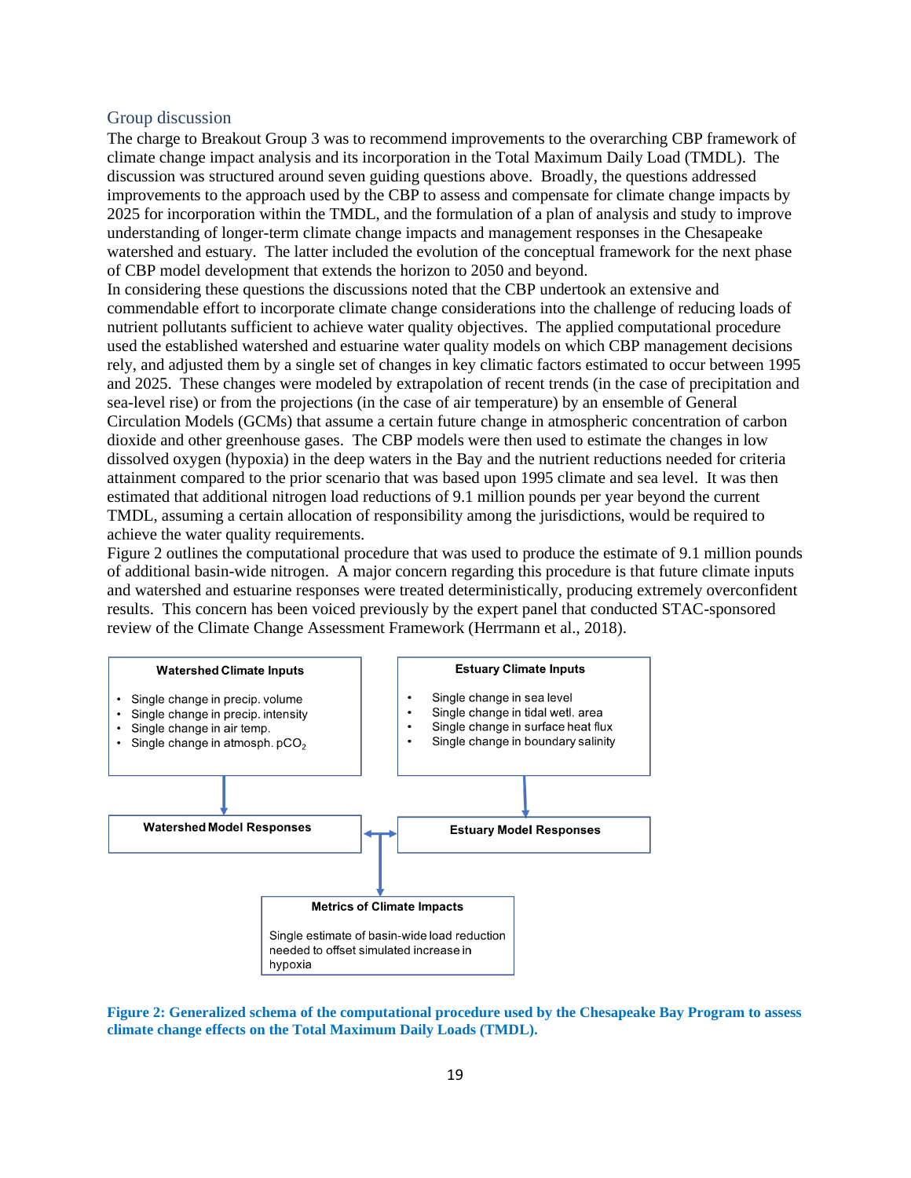## Group discussion

The charge to Breakout Group 3 was to recommend improvements to the overarching CBP framework of climate change impact analysis and its incorporation in the Total Maximum Daily Load (TMDL). The discussion was structured around seven guiding questions above. Broadly, the questions addressed improvements to the approach used by the CBP to assess and compensate for climate change impacts by 2025 for incorporation within the TMDL, and the formulation of a plan of analysis and study to improve understanding of longer-term climate change impacts and management responses in the Chesapeake watershed and estuary. The latter included the evolution of the conceptual framework for the next phase of CBP model development that extends the horizon to 2050 and beyond.

In considering these questions the discussions noted that the CBP undertook an extensive and commendable effort to incorporate climate change considerations into the challenge of reducing loads of nutrient pollutants sufficient to achieve water quality objectives. The applied computational procedure used the established watershed and estuarine water quality models on which CBP management decisions rely, and adjusted them by a single set of changes in key climatic factors estimated to occur between 1995 and 2025. These changes were modeled by extrapolation of recent trends (in the case of precipitation and sea-level rise) or from the projections (in the case of air temperature) by an ensemble of General Circulation Models (GCMs) that assume a certain future change in atmospheric concentration of carbon dioxide and other greenhouse gases. The CBP models were then used to estimate the changes in low dissolved oxygen (hypoxia) in the deep waters in the Bay and the nutrient reductions needed for criteria attainment compared to the prior scenario that was based upon 1995 climate and sea level. It was then estimated that additional nitrogen load reductions of 9.1 million pounds per year beyond the current TMDL, assuming a certain allocation of responsibility among the jurisdictions, would be required to achieve the water quality requirements.

Figure 2 outlines the computational procedure that was used to produce the estimate of 9.1 million pounds of additional basin-wide nitrogen. A major concern regarding this procedure is that future climate inputs and watershed and estuarine responses were treated deterministically, producing extremely overconfident results. This concern has been voiced previously by the expert panel that conducted STAC-sponsored review of the Climate Change Assessment Framework (Herrmann et al., 2018).

**Watershed Climate Inputs**

- Single change in precip. volume
- Single change in precip. intensity
- Single change in air temp.
- Single change in atmosph. $pCO_2$

**Estuary Climate Inputs**

- Single change in sea level
- Single change in tidal wetl. area
- Single change in surface heat flux
- Single change in boundary salinity

**Watershed Model Responses**

**Estuary Model Responses**

**Metrics of Climate Impacts**

Single estimate of basin-wide load reduction needed to offset simulated increase in hypoxia

**Figure 2: Generalized schema of the computational procedure used by the Chesapeake Bay Program to assess climate change effects on the Total Maximum Daily Loads (TMDL).**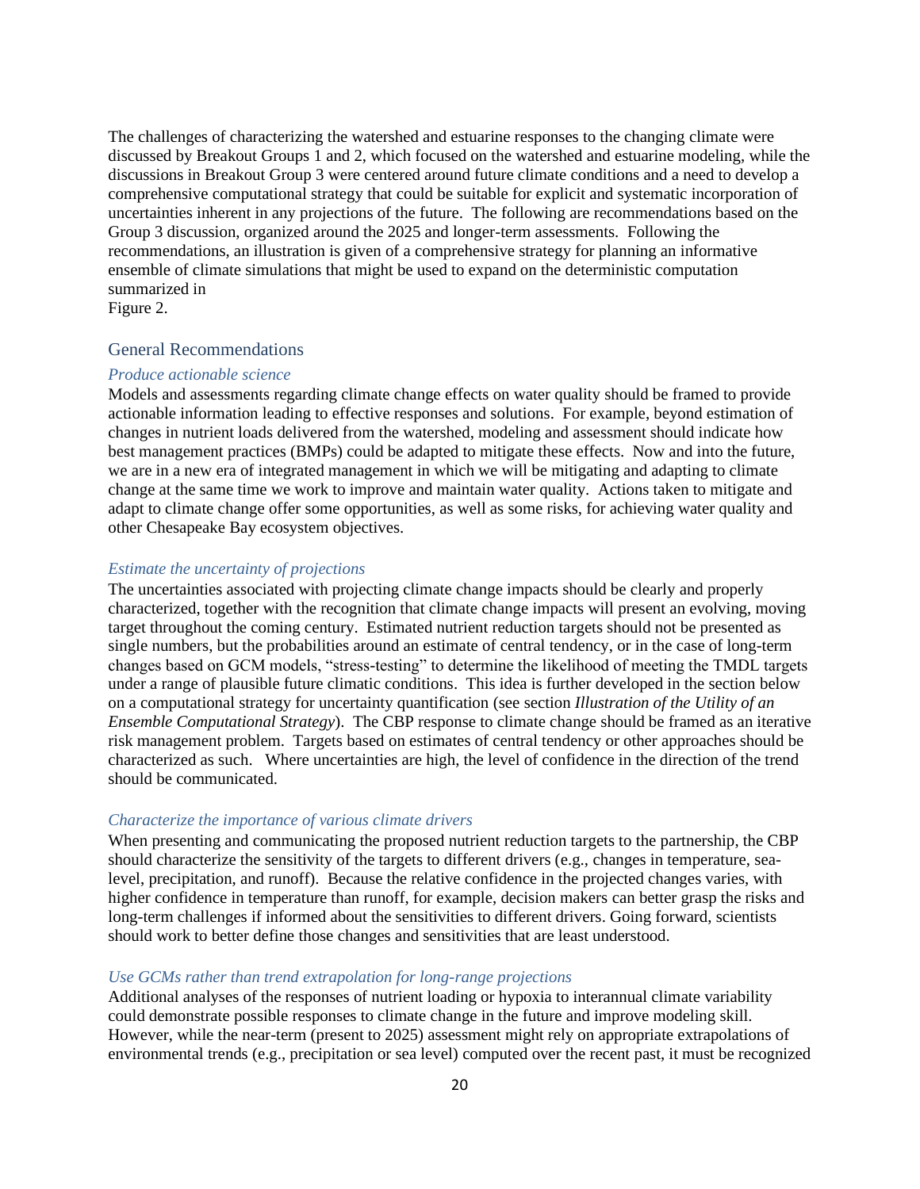The challenges of characterizing the watershed and estuarine responses to the changing climate were discussed by Breakout Groups 1 and 2, which focused on the watershed and estuarine modeling, while the discussions in Breakout Group 3 were centered around future climate conditions and a need to develop a comprehensive computational strategy that could be suitable for explicit and systematic incorporation of uncertainties inherent in any projections of the future. The following are recommendations based on the Group 3 discussion, organized around the 2025 and longer-term assessments. Following the recommendations, an illustration is given of a comprehensive strategy for planning an informative ensemble of climate simulations that might be used to expand on the deterministic computation summarized in Figure 2.

## General Recommendations

### *Produce actionable science*

Models and assessments regarding climate change effects on water quality should be framed to provide actionable information leading to effective responses and solutions. For example, beyond estimation of changes in nutrient loads delivered from the watershed, modeling and assessment should indicate how best management practices (BMPs) could be adapted to mitigate these effects. Now and into the future, we are in a new era of integrated management in which we will be mitigating and adapting to climate change at the same time we work to improve and maintain water quality. Actions taken to mitigate and adapt to climate change offer some opportunities, as well as some risks, for achieving water quality and other Chesapeake Bay ecosystem objectives.

### *Estimate the uncertainty of projections*

The uncertainties associated with projecting climate change impacts should be clearly and properly characterized, together with the recognition that climate change impacts will present an evolving, moving target throughout the coming century. Estimated nutrient reduction targets should not be presented as single numbers, but the probabilities around an estimate of central tendency, or in the case of long-term changes based on GCM models, "stress-testing" to determine the likelihood of meeting the TMDL targets under a range of plausible future climatic conditions. This idea is further developed in the section below on a computational strategy for uncertainty quantification (see section *Illustration of the Utility of an Ensemble Computational Strategy*). The CBP response to climate change should be framed as an iterative risk management problem. Targets based on estimates of central tendency or other approaches should be characterized as such. Where uncertainties are high, the level of confidence in the direction of the trend should be communicated.

### *Characterize the importance of various climate drivers*

When presenting and communicating the proposed nutrient reduction targets to the partnership, the CBP should characterize the sensitivity of the targets to different drivers (e.g., changes in temperature, sea-level, precipitation, and runoff). Because the relative confidence in the projected changes varies, with higher confidence in temperature than runoff, for example, decision makers can better grasp the risks and long-term challenges if informed about the sensitivities to different drivers. Going forward, scientists should work to better define those changes and sensitivities that are least understood.

### *Use GCMs rather than trend extrapolation for long-range projections*

Additional analyses of the responses of nutrient loading or hypoxia to interannual climate variability could demonstrate possible responses to climate change in the future and improve modeling skill. However, while the near-term (present to 2025) assessment might rely on appropriate extrapolations of environmental trends (e.g., precipitation or sea level) computed over the recent past, it must be recognized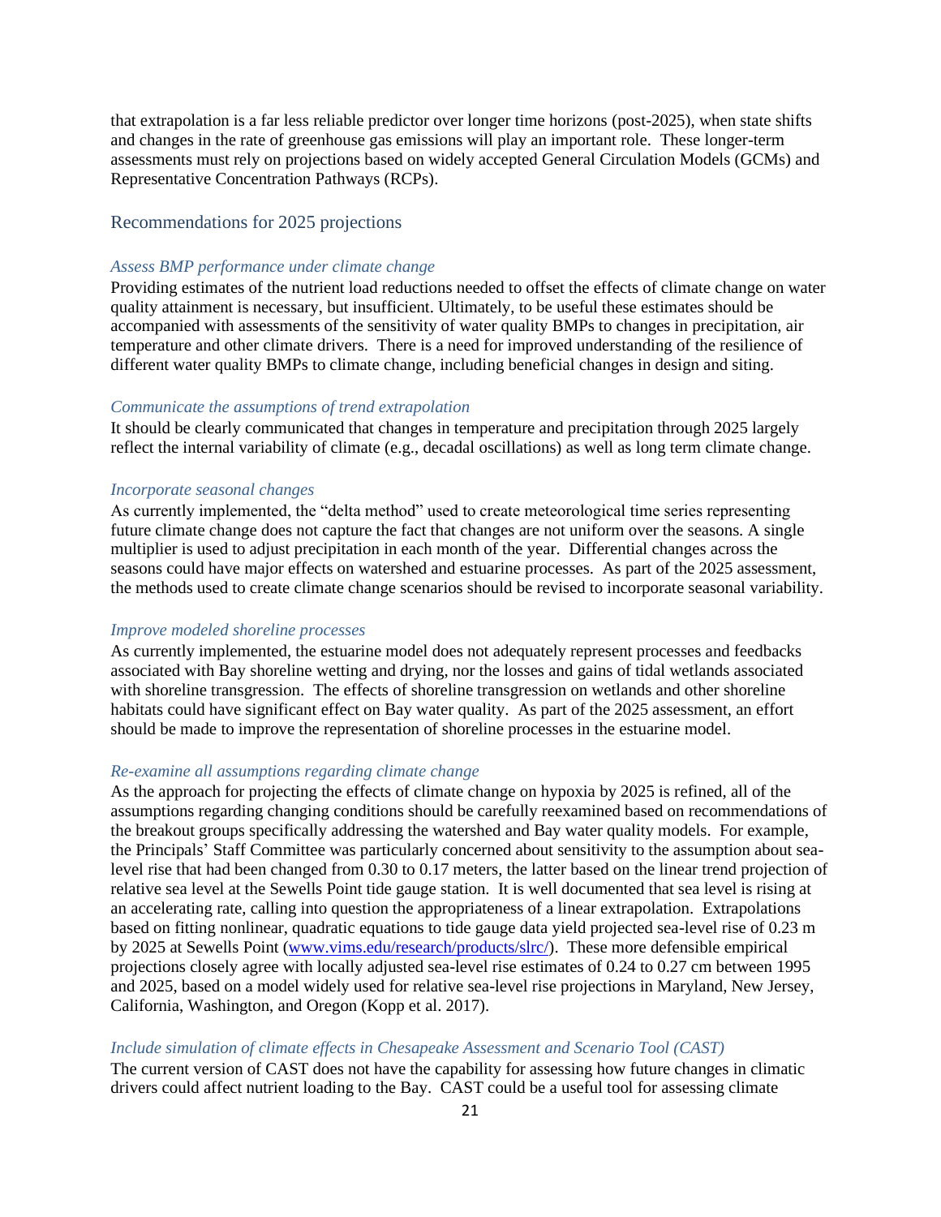that extrapolation is a far less reliable predictor over longer time horizons (post-2025), when state shifts and changes in the rate of greenhouse gas emissions will play an important role. These longer-term assessments must rely on projections based on widely accepted General Circulation Models (GCMs) and Representative Concentration Pathways (RCPs).

## Recommendations for 2025 projections

### *Assess BMP performance under climate change*

Providing estimates of the nutrient load reductions needed to offset the effects of climate change on water quality attainment is necessary, but insufficient. Ultimately, to be useful these estimates should be accompanied with assessments of the sensitivity of water quality BMPs to changes in precipitation, air temperature and other climate drivers. There is a need for improved understanding of the resilience of different water quality BMPs to climate change, including beneficial changes in design and siting.

### *Communicate the assumptions of trend extrapolation*

It should be clearly communicated that changes in temperature and precipitation through 2025 largely reflect the internal variability of climate (e.g., decadal oscillations) as well as long term climate change.

### *Incorporate seasonal changes*

As currently implemented, the "delta method" used to create meteorological time series representing future climate change does not capture the fact that changes are not uniform over the seasons. A single multiplier is used to adjust precipitation in each month of the year. Differential changes across the seasons could have major effects on watershed and estuarine processes. As part of the 2025 assessment, the methods used to create climate change scenarios should be revised to incorporate seasonal variability.

### *Improve modeled shoreline processes*

As currently implemented, the estuarine model does not adequately represent processes and feedbacks associated with Bay shoreline wetting and drying, nor the losses and gains of tidal wetlands associated with shoreline transgression. The effects of shoreline transgression on wetlands and other shoreline habitats could have significant effect on Bay water quality. As part of the 2025 assessment, an effort should be made to improve the representation of shoreline processes in the estuarine model.

### *Re-examine all assumptions regarding climate change*

As the approach for projecting the effects of climate change on hypoxia by 2025 is refined, all of the assumptions regarding changing conditions should be carefully reexamined based on recommendations of the breakout groups specifically addressing the watershed and Bay water quality models. For example, the Principals' Staff Committee was particularly concerned about sensitivity to the assumption about sea-level rise that had been changed from 0.30 to 0.17 meters, the latter based on the linear trend projection of relative sea level at the Sewells Point tide gauge station. It is well documented that sea level is rising at an accelerating rate, calling into question the appropriateness of a linear extrapolation. Extrapolations based on fitting nonlinear, quadratic equations to tide gauge data yield projected sea-level rise of 0.23 m by 2025 at Sewells Point ([www.vims.edu/research/products/slrc/](www.vims.edu/research/products/slrc/)). These more defensible empirical projections closely agree with locally adjusted sea-level rise estimates of 0.24 to 0.27 cm between 1995 and 2025, based on a model widely used for relative sea-level rise projections in Maryland, New Jersey, California, Washington, and Oregon (Kopp et al. 2017).

### *Include simulation of climate effects in Chesapeake Assessment and Scenario Tool (CAST)*

The current version of CAST does not have the capability for assessing how future changes in climatic drivers could affect nutrient loading to the Bay. CAST could be a useful tool for assessing climate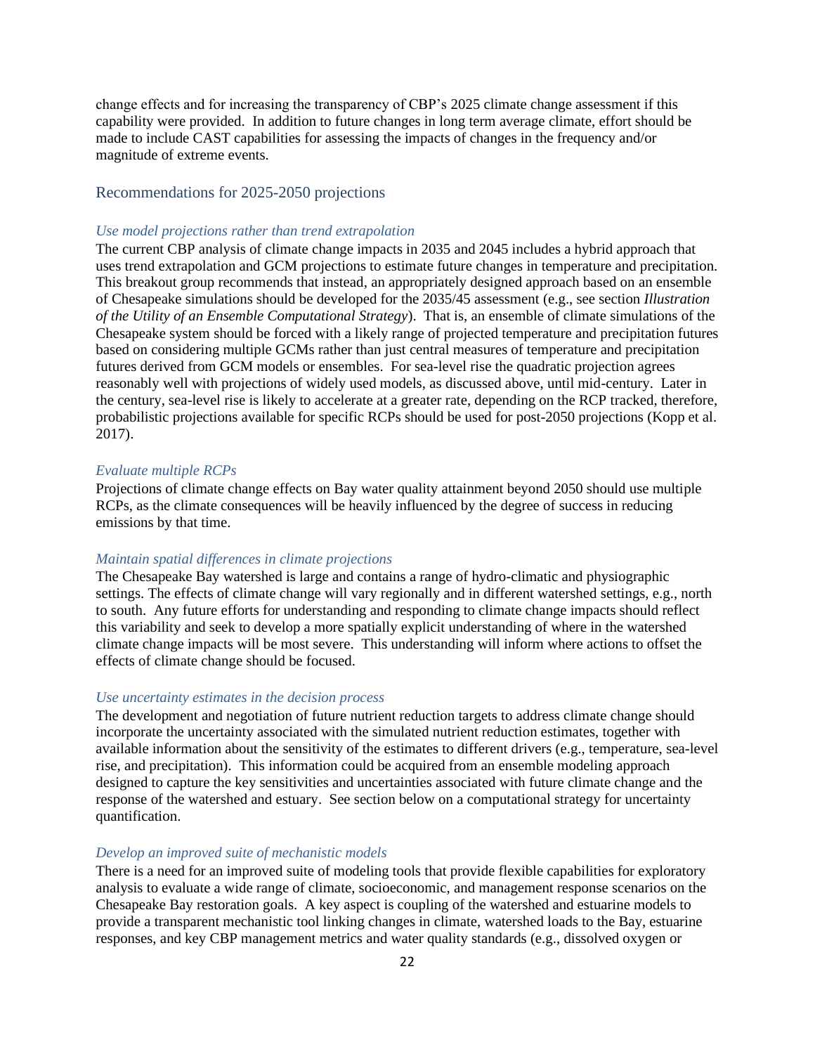change effects and for increasing the transparency of CBP's 2025 climate change assessment if this capability were provided. In addition to future changes in long term average climate, effort should be made to include CAST capabilities for assessing the impacts of changes in the frequency and/or magnitude of extreme events.

## Recommendations for 2025-2050 projections

### *Use model projections rather than trend extrapolation*

The current CBP analysis of climate change impacts in 2035 and 2045 includes a hybrid approach that uses trend extrapolation and GCM projections to estimate future changes in temperature and precipitation. This breakout group recommends that instead, an appropriately designed approach based on an ensemble of Chesapeake simulations should be developed for the 2035/45 assessment (e.g., see section *Illustration of the Utility of an Ensemble Computational Strategy*). That is, an ensemble of climate simulations of the Chesapeake system should be forced with a likely range of projected temperature and precipitation futures based on considering multiple GCMs rather than just central measures of temperature and precipitation futures derived from GCM models or ensembles. For sea-level rise the quadratic projection agrees reasonably well with projections of widely used models, as discussed above, until mid-century. Later in the century, sea-level rise is likely to accelerate at a greater rate, depending on the RCP tracked, therefore, probabilistic projections available for specific RCPs should be used for post-2050 projections (Kopp et al. 2017).

### *Evaluate multiple RCPs*

Projections of climate change effects on Bay water quality attainment beyond 2050 should use multiple RCPs, as the climate consequences will be heavily influenced by the degree of success in reducing emissions by that time.

### *Maintain spatial differences in climate projections*

The Chesapeake Bay watershed is large and contains a range of hydro-climatic and physiographic settings. The effects of climate change will vary regionally and in different watershed settings, e.g., north to south. Any future efforts for understanding and responding to climate change impacts should reflect this variability and seek to develop a more spatially explicit understanding of where in the watershed climate change impacts will be most severe. This understanding will inform where actions to offset the effects of climate change should be focused.

### *Use uncertainty estimates in the decision process*

The development and negotiation of future nutrient reduction targets to address climate change should incorporate the uncertainty associated with the simulated nutrient reduction estimates, together with available information about the sensitivity of the estimates to different drivers (e.g., temperature, sea-level rise, and precipitation). This information could be acquired from an ensemble modeling approach designed to capture the key sensitivities and uncertainties associated with future climate change and the response of the watershed and estuary. See section below on a computational strategy for uncertainty quantification.

### *Develop an improved suite of mechanistic models*

There is a need for an improved suite of modeling tools that provide flexible capabilities for exploratory analysis to evaluate a wide range of climate, socioeconomic, and management response scenarios on the Chesapeake Bay restoration goals. A key aspect is coupling of the watershed and estuarine models to provide a transparent mechanistic tool linking changes in climate, watershed loads to the Bay, estuarine responses, and key CBP management metrics and water quality standards (e.g., dissolved oxygen or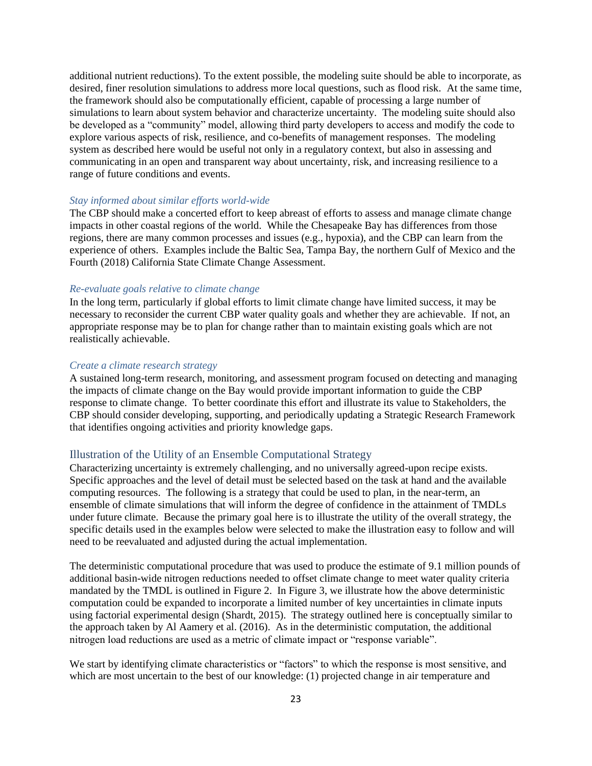additional nutrient reductions). To the extent possible, the modeling suite should be able to incorporate, as desired, finer resolution simulations to address more local questions, such as flood risk. At the same time, the framework should also be computationally efficient, capable of processing a large number of simulations to learn about system behavior and characterize uncertainty. The modeling suite should also be developed as a "community" model, allowing third party developers to access and modify the code to explore various aspects of risk, resilience, and co-benefits of management responses. The modeling system as described here would be useful not only in a regulatory context, but also in assessing and communicating in an open and transparent way about uncertainty, risk, and increasing resilience to a range of future conditions and events.

### *Stay informed about similar efforts world-wide*

The CBP should make a concerted effort to keep abreast of efforts to assess and manage climate change impacts in other coastal regions of the world. While the Chesapeake Bay has differences from those regions, there are many common processes and issues (e.g., hypoxia), and the CBP can learn from the experience of others. Examples include the Baltic Sea, Tampa Bay, the northern Gulf of Mexico and the Fourth (2018) California State Climate Change Assessment.

### *Re-evaluate goals relative to climate change*

In the long term, particularly if global efforts to limit climate change have limited success, it may be necessary to reconsider the current CBP water quality goals and whether they are achievable. If not, an appropriate response may be to plan for change rather than to maintain existing goals which are not realistically achievable.

### *Create a climate research strategy*

A sustained long-term research, monitoring, and assessment program focused on detecting and managing the impacts of climate change on the Bay would provide important information to guide the CBP response to climate change. To better coordinate this effort and illustrate its value to Stakeholders, the CBP should consider developing, supporting, and periodically updating a Strategic Research Framework that identifies ongoing activities and priority knowledge gaps.

## Illustration of the Utility of an Ensemble Computational Strategy

Characterizing uncertainty is extremely challenging, and no universally agreed-upon recipe exists. Specific approaches and the level of detail must be selected based on the task at hand and the available computing resources. The following is a strategy that could be used to plan, in the near-term, an ensemble of climate simulations that will inform the degree of confidence in the attainment of TMDLs under future climate. Because the primary goal here is to illustrate the utility of the overall strategy, the specific details used in the examples below were selected to make the illustration easy to follow and will need to be reevaluated and adjusted during the actual implementation.

The deterministic computational procedure that was used to produce the estimate of 9.1 million pounds of additional basin-wide nitrogen reductions needed to offset climate change to meet water quality criteria mandated by the TMDL is outlined in Figure 2. In Figure 3, we illustrate how the above deterministic computation could be expanded to incorporate a limited number of key uncertainties in climate inputs using factorial experimental design (Shardt, 2015). The strategy outlined here is conceptually similar to the approach taken by Al Aamery et al. (2016). As in the deterministic computation, the additional nitrogen load reductions are used as a metric of climate impact or "response variable".

We start by identifying climate characteristics or "factors" to which the response is most sensitive, and which are most uncertain to the best of our knowledge: (1) projected change in air temperature and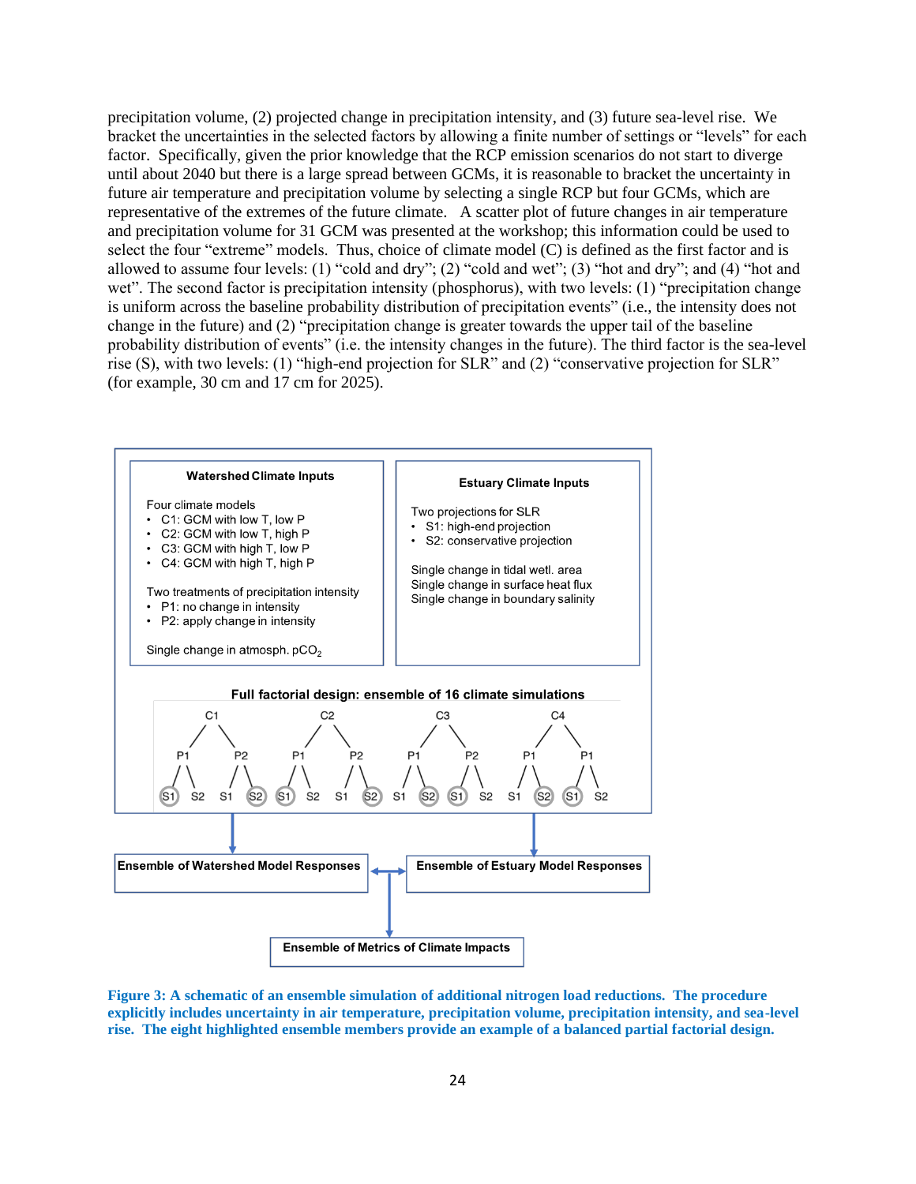precipitation volume, (2) projected change in precipitation intensity, and (3) future sea-level rise. We bracket the uncertainties in the selected factors by allowing a finite number of settings or "levels" for each factor. Specifically, given the prior knowledge that the RCP emission scenarios do not start to diverge until about 2040 but there is a large spread between GCMs, it is reasonable to bracket the uncertainty in future air temperature and precipitation volume by selecting a single RCP but four GCMs, which are representative of the extremes of the future climate. A scatter plot of future changes in air temperature and precipitation volume for 31 GCM was presented at the workshop; this information could be used to select the four "extreme" models. Thus, choice of climate model (C) is defined as the first factor and is allowed to assume four levels: (1) "cold and dry"; (2) "cold and wet"; (3) "hot and dry"; and (4) "hot and wet". The second factor is precipitation intensity (phosphorus), with two levels: (1) "precipitation change is uniform across the baseline probability distribution of precipitation events" (i.e., the intensity does not change in the future) and (2) "precipitation change is greater towards the upper tail of the baseline probability distribution of events" (i.e. the intensity changes in the future). The third factor is the sea-level rise (S), with two levels: (1) "high-end projection for SLR" and (2) "conservative projection for SLR" (for example, 30 cm and 17 cm for 2025).

**Watershed Climate Inputs**

Four climate models
- C1: GCM with low T, low P
- C2: GCM with low T, high P
- C3: GCM with high T, low P
- C4: GCM with high T, high P

Two treatments of precipitation intensity
- P1: no change in intensity
- P2: apply change in intensity

Single change in atmosph. $pCO_2$

**Estuary Climate Inputs**

Two projections for SLR
- S1: high-end projection
- S2: conservative projection

Single change in tidal wetl. area
Single change in surface heat flux
Single change in boundary salinity

**Full factorial design: ensemble of 16 climate simulations**

C1: P1 (S1, S2), P2 (S1, S2); C2: P1 (S1, S2), P2 (S1, S2); C3: P1 (S1, S2), P2 (S1, S2); C4: P1 (S1, S2), P1 (S1, S2)

**Ensemble of Watershed Model Responses**

**Ensemble of Estuary Model Responses**

**Ensemble of Metrics of Climate Impacts**

**Figure 3: A schematic of an ensemble simulation of additional nitrogen load reductions. The procedure explicitly includes uncertainty in air temperature, precipitation volume, precipitation intensity, and sea-level rise. The eight highlighted ensemble members provide an example of a balanced partial factorial design.**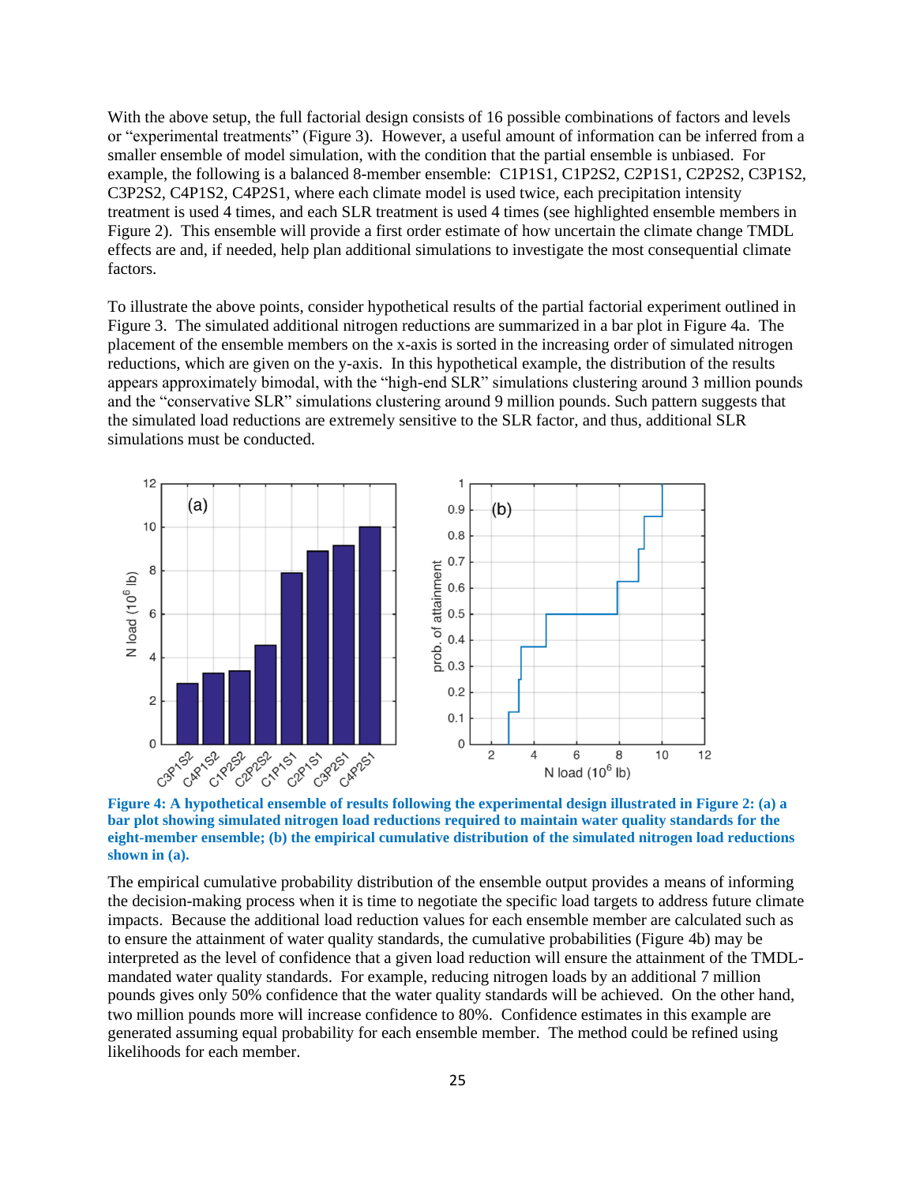With the above setup, the full factorial design consists of 16 possible combinations of factors and levels or "experimental treatments" (Figure 3). However, a useful amount of information can be inferred from a smaller ensemble of model simulation, with the condition that the partial ensemble is unbiased. For example, the following is a balanced 8-member ensemble: C1P1S1, C1P2S2, C2P1S1, C2P2S2, C3P1S2, C3P2S2, C4P1S2, C4P2S1, where each climate model is used twice, each precipitation intensity treatment is used 4 times, and each SLR treatment is used 4 times (see highlighted ensemble members in Figure 2). This ensemble will provide a first order estimate of how uncertain the climate change TMDL effects are and, if needed, help plan additional simulations to investigate the most consequential climate factors.

To illustrate the above points, consider hypothetical results of the partial factorial experiment outlined in Figure 3. The simulated additional nitrogen reductions are summarized in a bar plot in Figure 4a. The placement of the ensemble members on the x-axis is sorted in the increasing order of simulated nitrogen reductions, which are given on the y-axis. In this hypothetical example, the distribution of the results appears approximately bimodal, with the "high-end SLR" simulations clustering around 3 million pounds and the "conservative SLR" simulations clustering around 9 million pounds. Such pattern suggests that the simulated load reductions are extremely sensitive to the SLR factor, and thus, additional SLR simulations must be conducted.

(a)

N load ($10^6$ lb)

0
2
4
6
8
10
12

C3P1S2
C4P1S2
C1P2S2
C2P2S2
C1P1S1
C2P1S1
C3P2S1
C4P2S1

(b)

prob. of attainment

0
0.1
0.2
0.3
0.4
0.5
0.6
0.7
0.8
0.9
1

2
4
6
8
10
12

N load ($10^6$ lb)

**Figure 4: A hypothetical ensemble of results following the experimental design illustrated in Figure 2: (a) a bar plot showing simulated nitrogen load reductions required to maintain water quality standards for the eight-member ensemble; (b) the empirical cumulative distribution of the simulated nitrogen load reductions shown in (a).**

The empirical cumulative probability distribution of the ensemble output provides a means of informing the decision-making process when it is time to negotiate the specific load targets to address future climate impacts. Because the additional load reduction values for each ensemble member are calculated such as to ensure the attainment of water quality standards, the cumulative probabilities (Figure 4b) may be interpreted as the level of confidence that a given load reduction will ensure the attainment of the TMDL-mandated water quality standards. For example, reducing nitrogen loads by an additional 7 million pounds gives only 50% confidence that the water quality standards will be achieved. On the other hand, two million pounds more will increase confidence to 80%. Confidence estimates in this example are generated assuming equal probability for each ensemble member. The method could be refined using likelihoods for each member.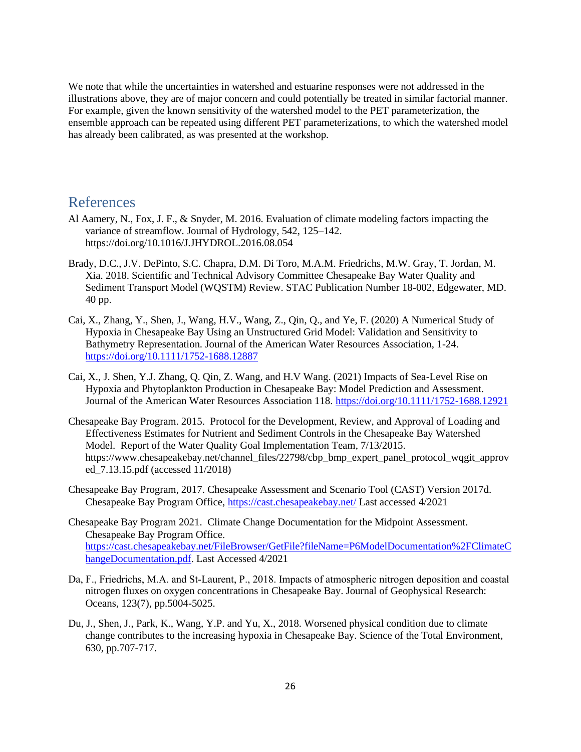We note that while the uncertainties in watershed and estuarine responses were not addressed in the illustrations above, they are of major concern and could potentially be treated in similar factorial manner. For example, given the known sensitivity of the watershed model to the PET parameterization, the ensemble approach can be repeated using different PET parameterizations, to which the watershed model has already been calibrated, as was presented at the workshop.

## References

Al Aamery, N., Fox, J. F., & Snyder, M. 2016. Evaluation of climate modeling factors impacting the variance of streamflow. Journal of Hydrology, 542, 125–142. https://doi.org/10.1016/J.JHYDROL.2016.08.054

Brady, D.C., J.V. DePinto, S.C. Chapra, D.M. Di Toro, M.A.M. Friedrichs, M.W. Gray, T. Jordan, M. Xia. 2018. Scientific and Technical Advisory Committee Chesapeake Bay Water Quality and Sediment Transport Model (WQSTM) Review. STAC Publication Number 18-002, Edgewater, MD. 40 pp.

Cai, X., Zhang, Y., Shen, J., Wang, H.V., Wang, Z., Qin, Q., and Ye, F. (2020) A Numerical Study of Hypoxia in Chesapeake Bay Using an Unstructured Grid Model: Validation and Sensitivity to Bathymetry Representation. Journal of the American Water Resources Association, 1-24. https://doi.org/10.1111/1752-1688.12887

Cai, X., J. Shen, Y.J. Zhang, Q. Qin, Z. Wang, and H.V Wang. (2021) Impacts of Sea-Level Rise on Hypoxia and Phytoplankton Production in Chesapeake Bay: Model Prediction and Assessment. Journal of the American Water Resources Association 118. https://doi.org/10.1111/1752-1688.12921

Chesapeake Bay Program. 2015. Protocol for the Development, Review, and Approval of Loading and Effectiveness Estimates for Nutrient and Sediment Controls in the Chesapeake Bay Watershed Model. Report of the Water Quality Goal Implementation Team, 7/13/2015. https://www.chesapeakebay.net/channel_files/22798/cbp_bmp_expert_panel_protocol_wqgit_approved_7.13.15.pdf (accessed 11/2018)

Chesapeake Bay Program, 2017. Chesapeake Assessment and Scenario Tool (CAST) Version 2017d. Chesapeake Bay Program Office, https://cast.chesapeakebay.net/ Last accessed 4/2021

Chesapeake Bay Program 2021. Climate Change Documentation for the Midpoint Assessment. Chesapeake Bay Program Office. https://cast.chesapeakebay.net/FileBrowser/GetFile?fileName=P6ModelDocumentation%2FClimateChangeDocumentation.pdf. Last Accessed 4/2021

Da, F., Friedrichs, M.A. and St-Laurent, P., 2018. Impacts of atmospheric nitrogen deposition and coastal nitrogen fluxes on oxygen concentrations in Chesapeake Bay. Journal of Geophysical Research: Oceans, 123(7), pp.5004-5025.

Du, J., Shen, J., Park, K., Wang, Y.P. and Yu, X., 2018. Worsened physical condition due to climate change contributes to the increasing hypoxia in Chesapeake Bay. Science of the Total Environment, 630, pp.707-717.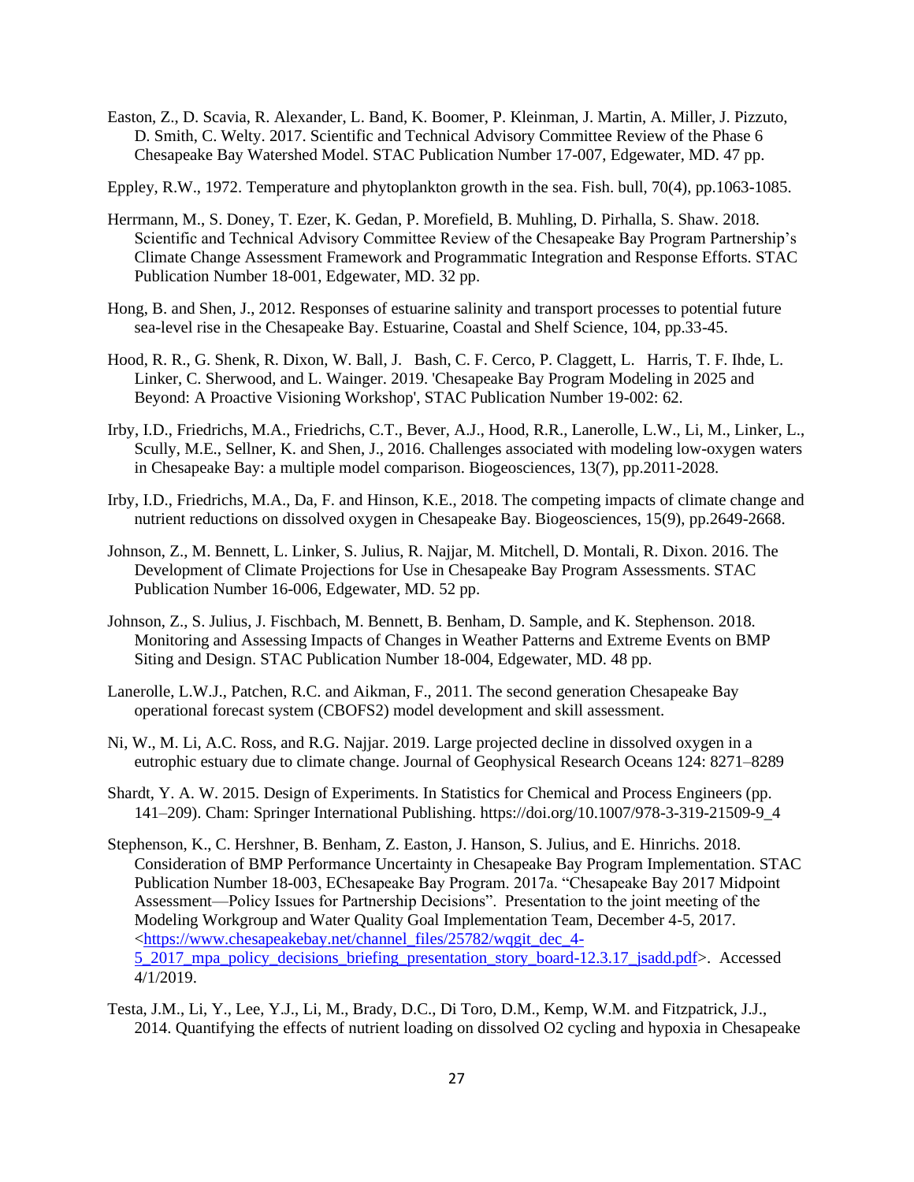Easton, Z., D. Scavia, R. Alexander, L. Band, K. Boomer, P. Kleinman, J. Martin, A. Miller, J. Pizzuto, D. Smith, C. Welty. 2017. Scientific and Technical Advisory Committee Review of the Phase 6 Chesapeake Bay Watershed Model. STAC Publication Number 17-007, Edgewater, MD. 47 pp.

Eppley, R.W., 1972. Temperature and phytoplankton growth in the sea. Fish. bull, 70(4), pp.1063-1085.

Herrmann, M., S. Doney, T. Ezer, K. Gedan, P. Morefield, B. Muhling, D. Pirhalla, S. Shaw. 2018. Scientific and Technical Advisory Committee Review of the Chesapeake Bay Program Partnership's Climate Change Assessment Framework and Programmatic Integration and Response Efforts. STAC Publication Number 18-001, Edgewater, MD. 32 pp.

Hong, B. and Shen, J., 2012. Responses of estuarine salinity and transport processes to potential future sea-level rise in the Chesapeake Bay. Estuarine, Coastal and Shelf Science, 104, pp.33-45.

Hood, R. R., G. Shenk, R. Dixon, W. Ball, J. Bash, C. F. Cerco, P. Claggett, L. Harris, T. F. Ihde, L. Linker, C. Sherwood, and L. Wainger. 2019. 'Chesapeake Bay Program Modeling in 2025 and Beyond: A Proactive Visioning Workshop', STAC Publication Number 19-002: 62.

Irby, I.D., Friedrichs, M.A., Friedrichs, C.T., Bever, A.J., Hood, R.R., Lanerolle, L.W., Li, M., Linker, L., Scully, M.E., Sellner, K. and Shen, J., 2016. Challenges associated with modeling low-oxygen waters in Chesapeake Bay: a multiple model comparison. Biogeosciences, 13(7), pp.2011-2028.

Irby, I.D., Friedrichs, M.A., Da, F. and Hinson, K.E., 2018. The competing impacts of climate change and nutrient reductions on dissolved oxygen in Chesapeake Bay. Biogeosciences, 15(9), pp.2649-2668.

Johnson, Z., M. Bennett, L. Linker, S. Julius, R. Najjar, M. Mitchell, D. Montali, R. Dixon. 2016. The Development of Climate Projections for Use in Chesapeake Bay Program Assessments. STAC Publication Number 16-006, Edgewater, MD. 52 pp.

Johnson, Z., S. Julius, J. Fischbach, M. Bennett, B. Benham, D. Sample, and K. Stephenson. 2018. Monitoring and Assessing Impacts of Changes in Weather Patterns and Extreme Events on BMP Siting and Design. STAC Publication Number 18-004, Edgewater, MD. 48 pp.

Lanerolle, L.W.J., Patchen, R.C. and Aikman, F., 2011. The second generation Chesapeake Bay operational forecast system (CBOFS2) model development and skill assessment.

Ni, W., M. Li, A.C. Ross, and R.G. Najjar. 2019. Large projected decline in dissolved oxygen in a eutrophic estuary due to climate change. Journal of Geophysical Research Oceans 124: 8271–8289

Shardt, Y. A. W. 2015. Design of Experiments. In Statistics for Chemical and Process Engineers (pp. 141–209). Cham: Springer International Publishing. https://doi.org/10.1007/978-3-319-21509-9_4

Stephenson, K., C. Hershner, B. Benham, Z. Easton, J. Hanson, S. Julius, and E. Hinrichs. 2018. Consideration of BMP Performance Uncertainty in Chesapeake Bay Program Implementation. STAC Publication Number 18-003, EChesapeake Bay Program. 2017a. "Chesapeake Bay 2017 Midpoint Assessment—Policy Issues for Partnership Decisions". Presentation to the joint meeting of the Modeling Workgroup and Water Quality Goal Implementation Team, December 4-5, 2017. <https://www.chesapeakebay.net/channel_files/25782/wqgit_dec_4-5_2017_mpa_policy_decisions_briefing_presentation_story_board-12.3.17_jsadd.pdf>. Accessed 4/1/2019.

Testa, J.M., Li, Y., Lee, Y.J., Li, M., Brady, D.C., Di Toro, D.M., Kemp, W.M. and Fitzpatrick, J.J., 2014. Quantifying the effects of nutrient loading on dissolved O2 cycling and hypoxia in Chesapeake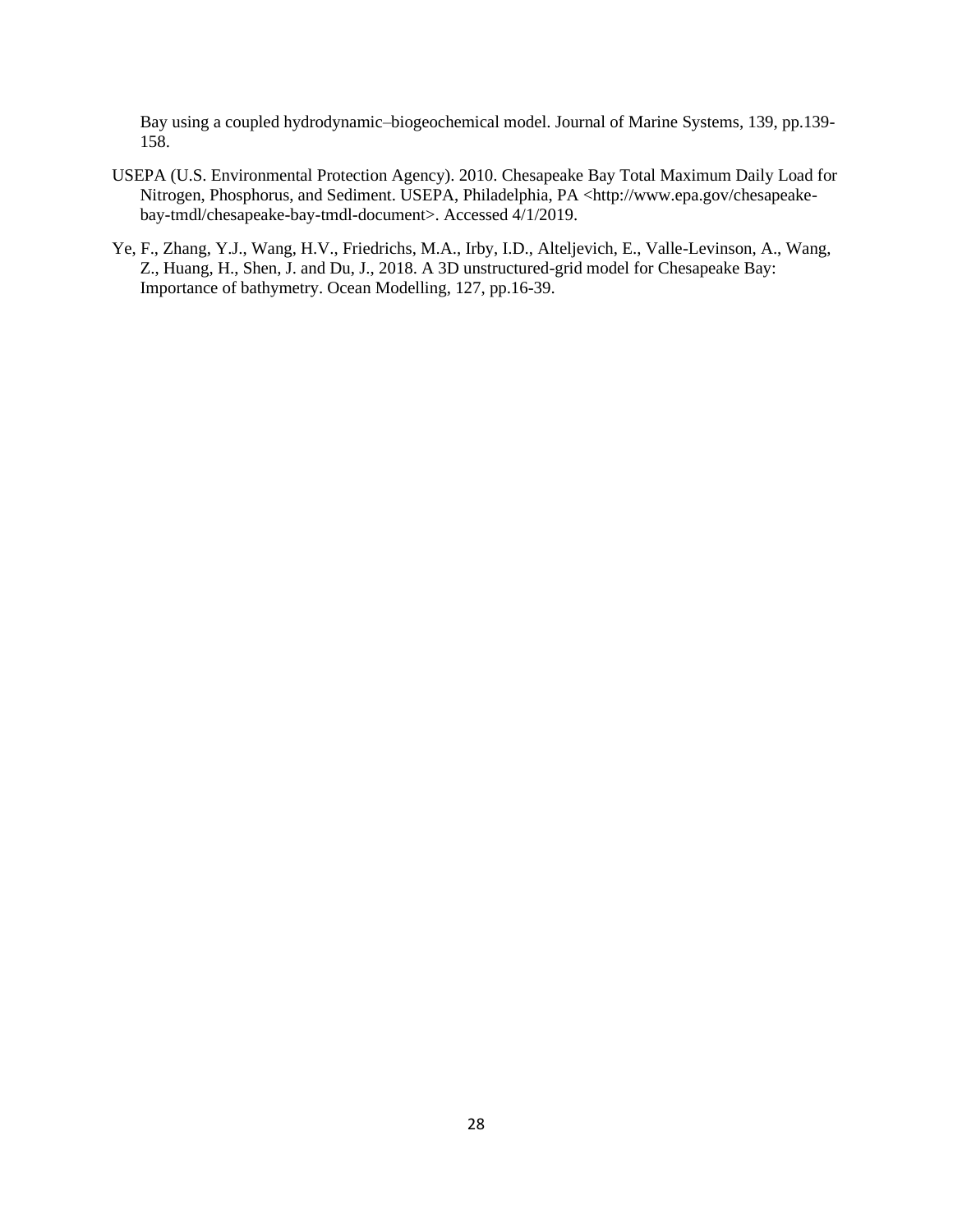Bay using a coupled hydrodynamic–biogeochemical model. Journal of Marine Systems, 139, pp.139-158.

USEPA (U.S. Environmental Protection Agency). 2010. Chesapeake Bay Total Maximum Daily Load for Nitrogen, Phosphorus, and Sediment. USEPA, Philadelphia, PA <http://www.epa.gov/chesapeake-bay-tmdl/chesapeake-bay-tmdl-document>. Accessed 4/1/2019.

Ye, F., Zhang, Y.J., Wang, H.V., Friedrichs, M.A., Irby, I.D., Alteljevich, E., Valle-Levinson, A., Wang, Z., Huang, H., Shen, J. and Du, J., 2018. A 3D unstructured-grid model for Chesapeake Bay: Importance of bathymetry. Ocean Modelling, 127, pp.16-39.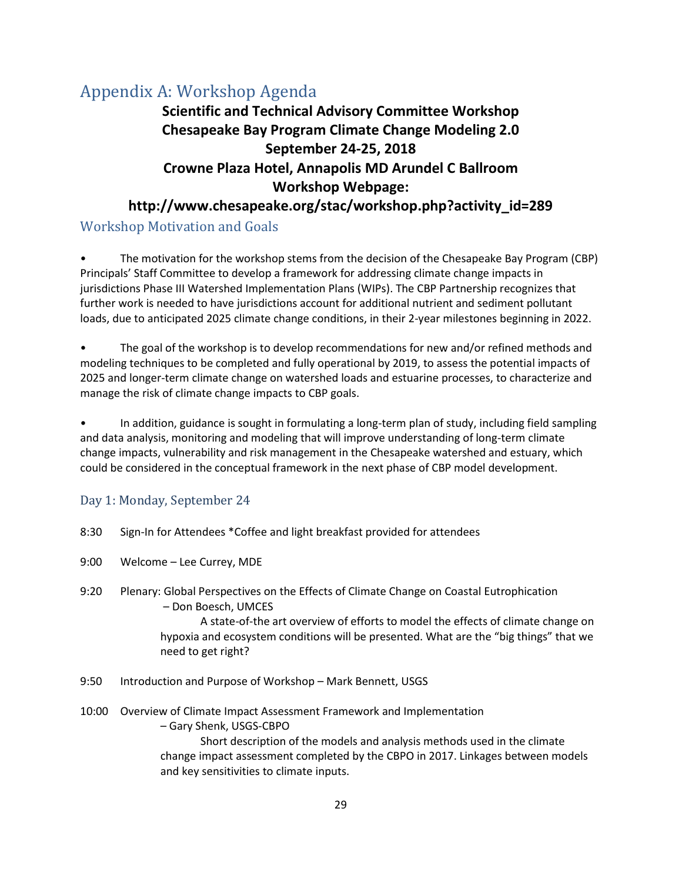# Appendix A: Workshop Agenda

**Scientific and Technical Advisory Committee Workshop**
**Chesapeake Bay Program Climate Change Modeling 2.0**
**September 24-25, 2018**
**Crowne Plaza Hotel, Annapolis MD Arundel C Ballroom**
**Workshop Webpage:**
**http://www.chesapeake.org/stac/workshop.php?activity_id=289**

## Workshop Motivation and Goals

- The motivation for the workshop stems from the decision of the Chesapeake Bay Program (CBP) Principals' Staff Committee to develop a framework for addressing climate change impacts in jurisdictions Phase III Watershed Implementation Plans (WIPs). The CBP Partnership recognizes that further work is needed to have jurisdictions account for additional nutrient and sediment pollutant loads, due to anticipated 2025 climate change conditions, in their 2-year milestones beginning in 2022.

- The goal of the workshop is to develop recommendations for new and/or refined methods and modeling techniques to be completed and fully operational by 2019, to assess the potential impacts of 2025 and longer-term climate change on watershed loads and estuarine processes, to characterize and manage the risk of climate change impacts to CBP goals.

- In addition, guidance is sought in formulating a long-term plan of study, including field sampling and data analysis, monitoring and modeling that will improve understanding of long-term climate change impacts, vulnerability and risk management in the Chesapeake watershed and estuary, which could be considered in the conceptual framework in the next phase of CBP model development.

## Day 1: Monday, September 24

8:30 Sign-In for Attendees *Coffee and light breakfast provided for attendees

9:00 Welcome – Lee Currey, MDE

9:20 Plenary: Global Perspectives on the Effects of Climate Change on Coastal Eutrophication – Don Boesch, UMCES

A state-of-the art overview of efforts to model the effects of climate change on hypoxia and ecosystem conditions will be presented. What are the "big things" that we need to get right?

9:50 Introduction and Purpose of Workshop – Mark Bennett, USGS

10:00 Overview of Climate Impact Assessment Framework and Implementation – Gary Shenk, USGS-CBPO

Short description of the models and analysis methods used in the climate change impact assessment completed by the CBPO in 2017. Linkages between models and key sensitivities to climate inputs.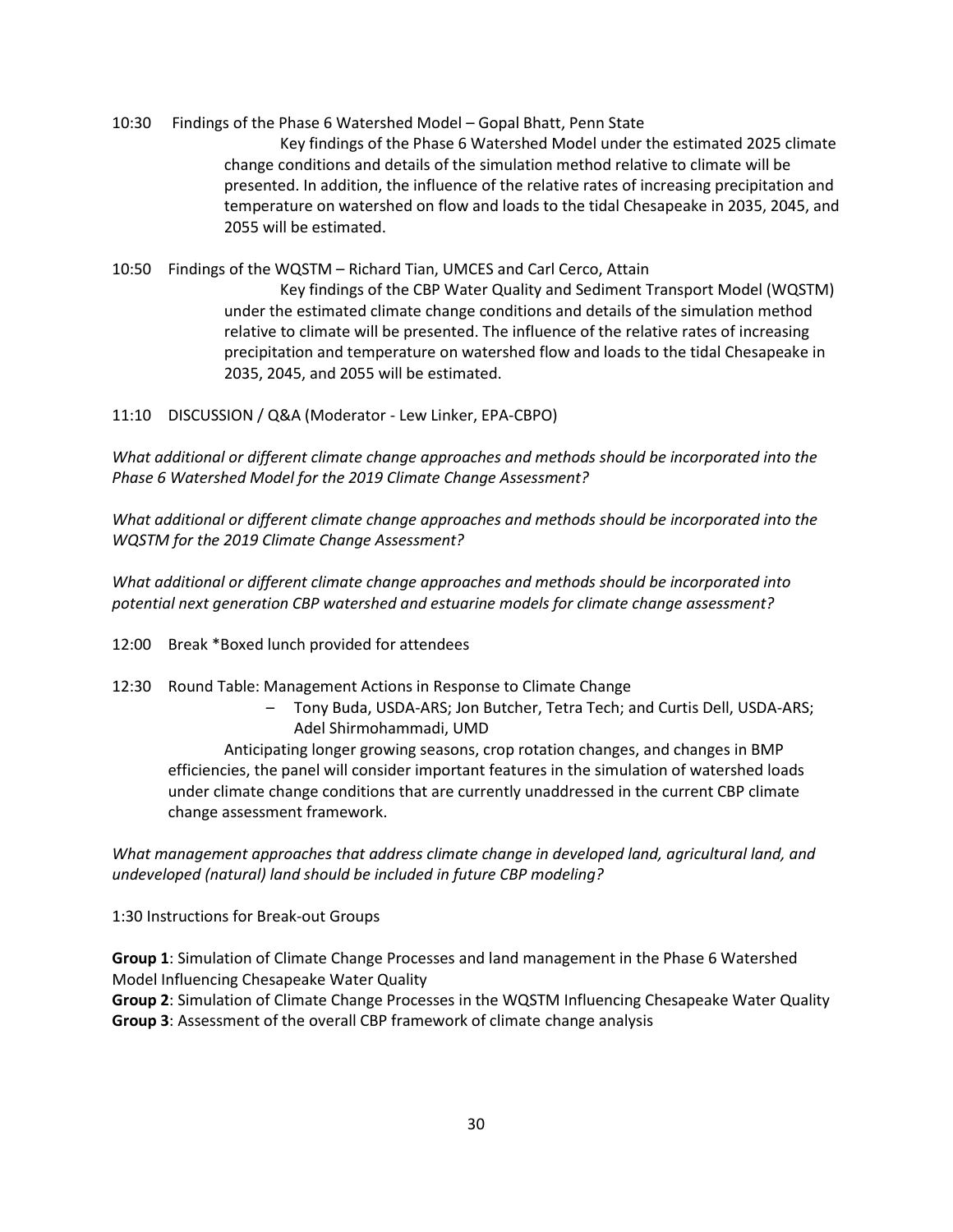10:30 Findings of the Phase 6 Watershed Model – Gopal Bhatt, Penn State

Key findings of the Phase 6 Watershed Model under the estimated 2025 climate change conditions and details of the simulation method relative to climate will be presented. In addition, the influence of the relative rates of increasing precipitation and temperature on watershed on flow and loads to the tidal Chesapeake in 2035, 2045, and 2055 will be estimated.

10:50 Findings of the WQSTM – Richard Tian, UMCES and Carl Cerco, Attain

Key findings of the CBP Water Quality and Sediment Transport Model (WQSTM) under the estimated climate change conditions and details of the simulation method relative to climate will be presented. The influence of the relative rates of increasing precipitation and temperature on watershed flow and loads to the tidal Chesapeake in 2035, 2045, and 2055 will be estimated.

11:10 DISCUSSION / Q&A (Moderator - Lew Linker, EPA-CBPO)

*What additional or different climate change approaches and methods should be incorporated into the Phase 6 Watershed Model for the 2019 Climate Change Assessment?*

*What additional or different climate change approaches and methods should be incorporated into the WQSTM for the 2019 Climate Change Assessment?*

*What additional or different climate change approaches and methods should be incorporated into potential next generation CBP watershed and estuarine models for climate change assessment?*

12:00 Break *Boxed lunch provided for attendees

12:30 Round Table: Management Actions in Response to Climate Change

– Tony Buda, USDA-ARS; Jon Butcher, Tetra Tech; and Curtis Dell, USDA-ARS; Adel Shirmohammadi, UMD

Anticipating longer growing seasons, crop rotation changes, and changes in BMP efficiencies, the panel will consider important features in the simulation of watershed loads under climate change conditions that are currently unaddressed in the current CBP climate change assessment framework.

*What management approaches that address climate change in developed land, agricultural land, and undeveloped (natural) land should be included in future CBP modeling?*

1:30 Instructions for Break-out Groups

**Group 1**: Simulation of Climate Change Processes and land management in the Phase 6 Watershed Model Influencing Chesapeake Water Quality

**Group 2**: Simulation of Climate Change Processes in the WQSTM Influencing Chesapeake Water Quality

**Group 3**: Assessment of the overall CBP framework of climate change analysis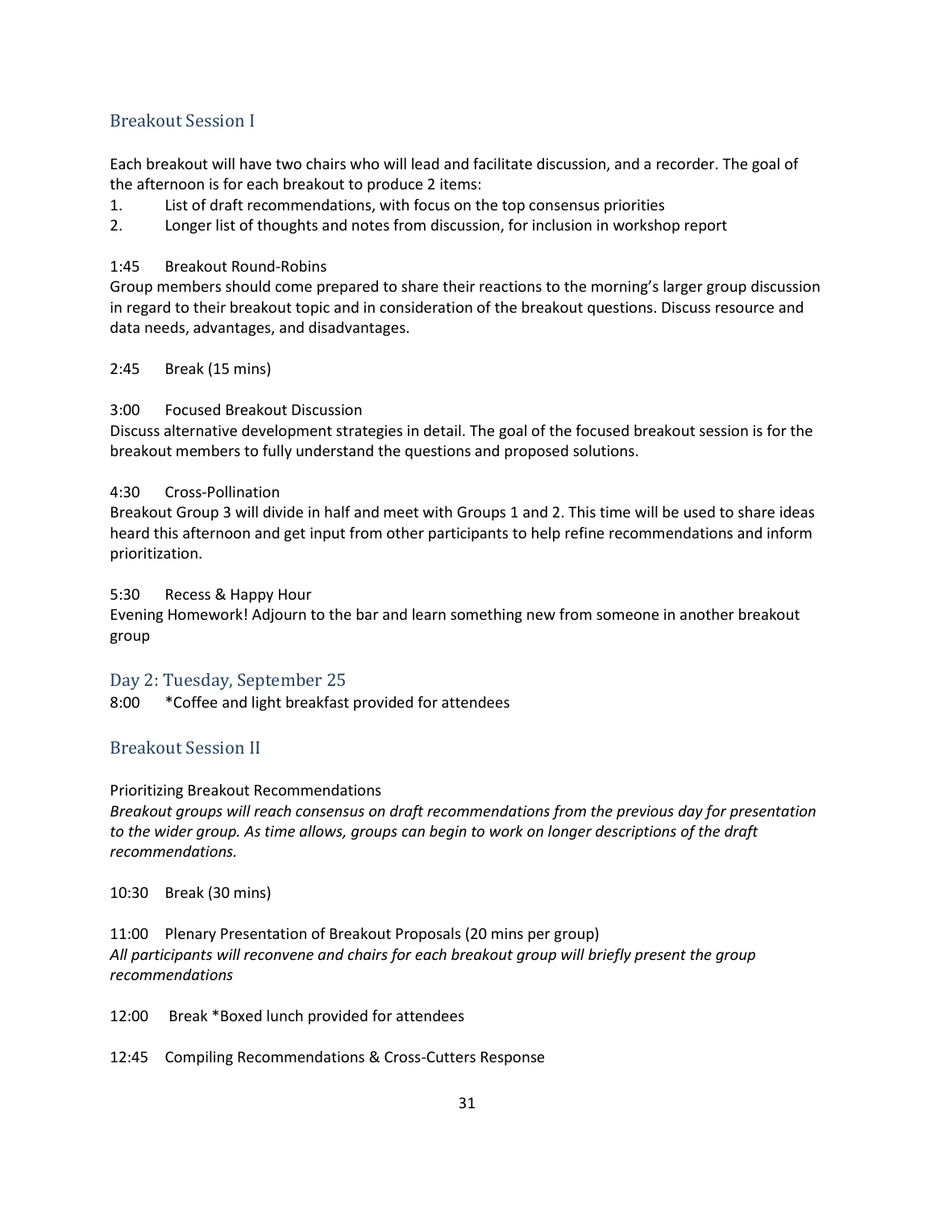## Breakout Session I

Each breakout will have two chairs who will lead and facilitate discussion, and a recorder. The goal of the afternoon is for each breakout to produce 2 items:

1. List of draft recommendations, with focus on the top consensus priorities
2. Longer list of thoughts and notes from discussion, for inclusion in workshop report

1:45 Breakout Round-Robins
Group members should come prepared to share their reactions to the morning's larger group discussion in regard to their breakout topic and in consideration of the breakout questions. Discuss resource and data needs, advantages, and disadvantages.

2:45 Break (15 mins)

3:00 Focused Breakout Discussion
Discuss alternative development strategies in detail. The goal of the focused breakout session is for the breakout members to fully understand the questions and proposed solutions.

4:30 Cross-Pollination
Breakout Group 3 will divide in half and meet with Groups 1 and 2. This time will be used to share ideas heard this afternoon and get input from other participants to help refine recommendations and inform prioritization.

5:30 Recess & Happy Hour
Evening Homework! Adjourn to the bar and learn something new from someone in another breakout group

## Day 2: Tuesday, September 25

8:00 *Coffee and light breakfast provided for attendees

## Breakout Session II

Prioritizing Breakout Recommendations
*Breakout groups will reach consensus on draft recommendations from the previous day for presentation to the wider group. As time allows, groups can begin to work on longer descriptions of the draft recommendations.*

10:30 Break (30 mins)

11:00 Plenary Presentation of Breakout Proposals (20 mins per group)
*All participants will reconvene and chairs for each breakout group will briefly present the group recommendations*

12:00 Break *Boxed lunch provided for attendees

12:45 Compiling Recommendations & Cross-Cutters Response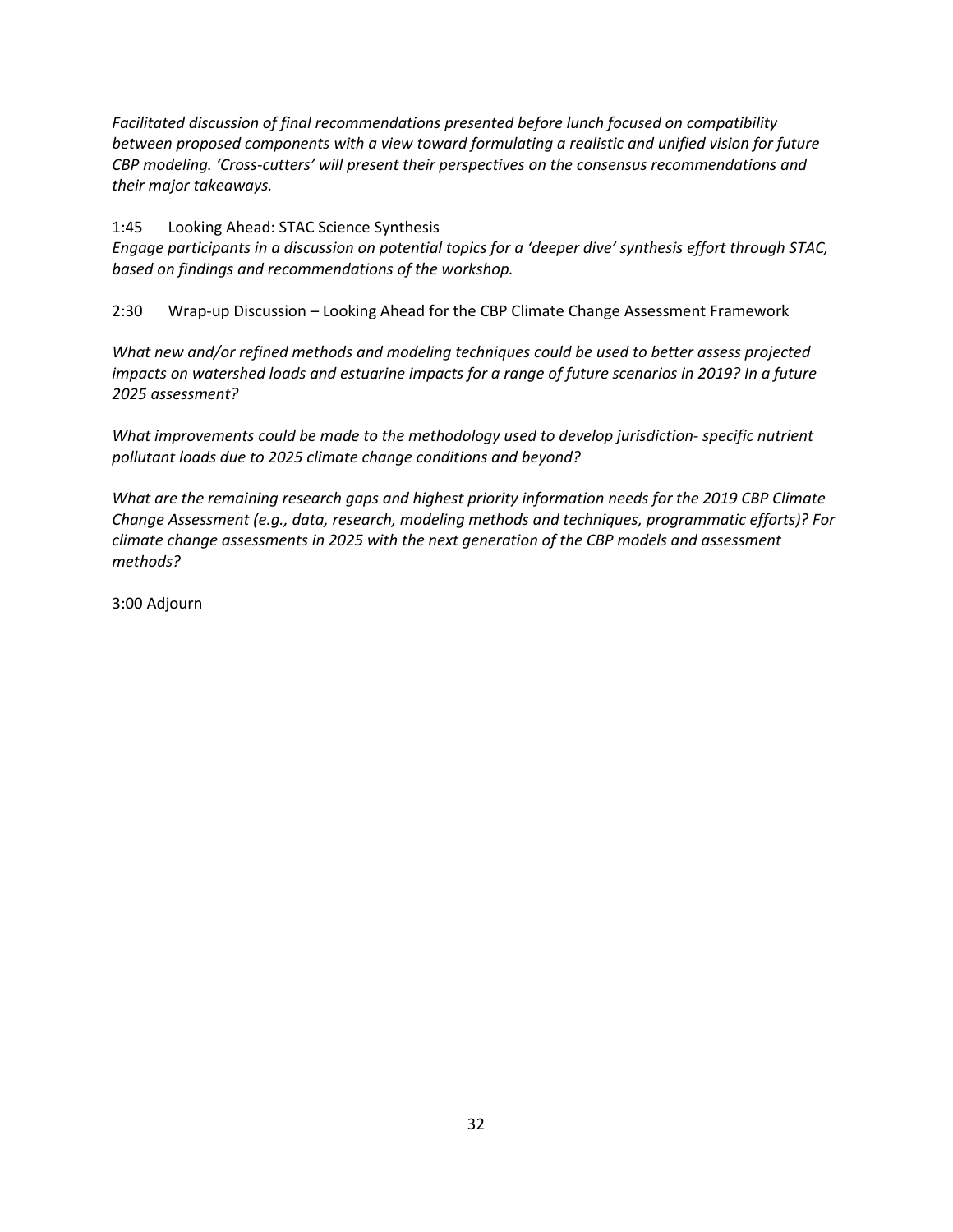*Facilitated discussion of final recommendations presented before lunch focused on compatibility between proposed components with a view toward formulating a realistic and unified vision for future CBP modeling. 'Cross-cutters' will present their perspectives on the consensus recommendations and their major takeaways.*

1:45 Looking Ahead: STAC Science Synthesis

*Engage participants in a discussion on potential topics for a 'deeper dive' synthesis effort through STAC, based on findings and recommendations of the workshop.*

2:30 Wrap-up Discussion – Looking Ahead for the CBP Climate Change Assessment Framework

*What new and/or refined methods and modeling techniques could be used to better assess projected impacts on watershed loads and estuarine impacts for a range of future scenarios in 2019? In a future 2025 assessment?*

*What improvements could be made to the methodology used to develop jurisdiction- specific nutrient pollutant loads due to 2025 climate change conditions and beyond?*

*What are the remaining research gaps and highest priority information needs for the 2019 CBP Climate Change Assessment (e.g., data, research, modeling methods and techniques, programmatic efforts)? For climate change assessments in 2025 with the next generation of the CBP models and assessment methods?*

3:00 Adjourn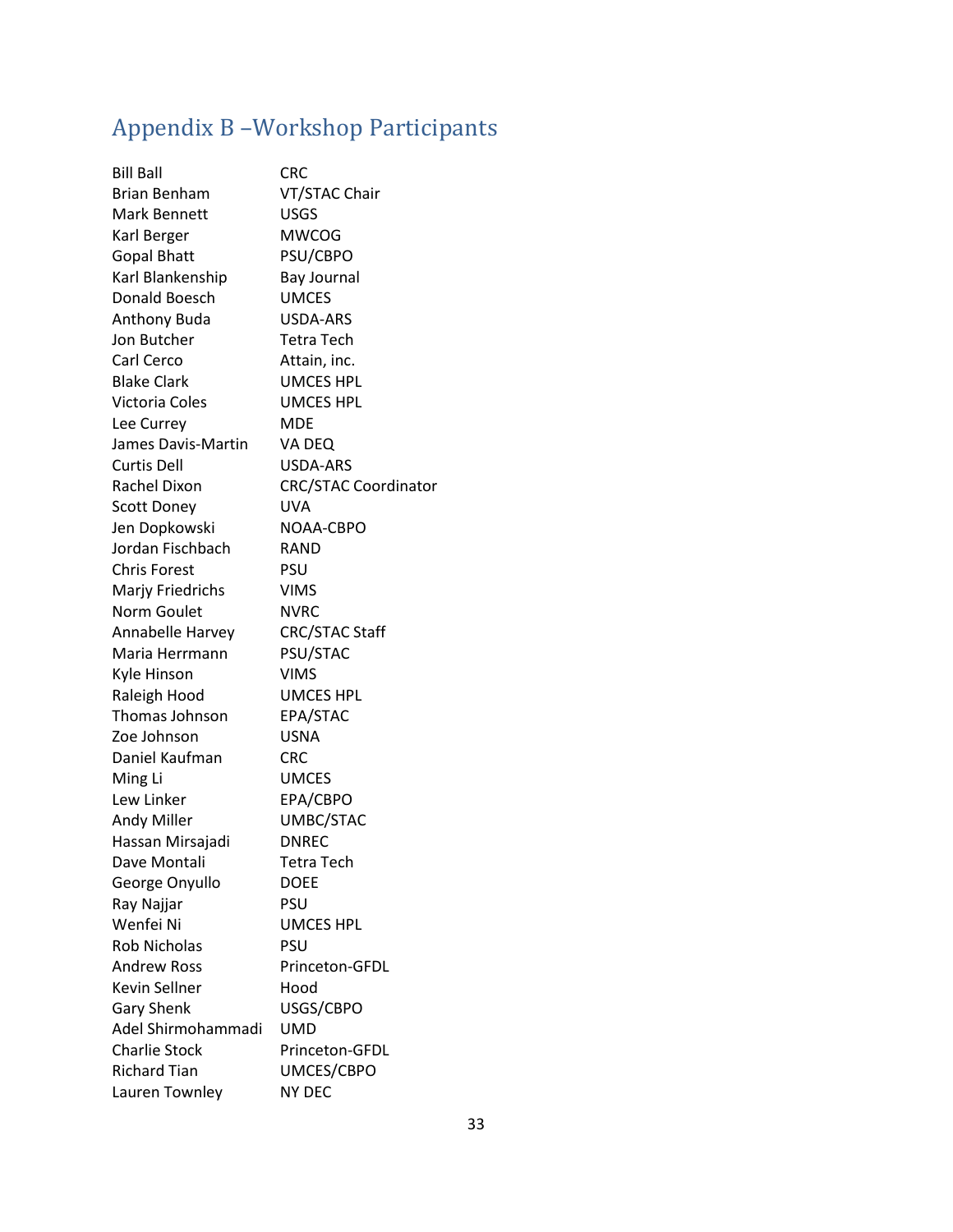## Appendix B –Workshop Participants

| | |
|---|---|
| Bill Ball | CRC |
| Brian Benham | VT/STAC Chair |
| Mark Bennett | USGS |
| Karl Berger | MWCOG |
| Gopal Bhatt | PSU/CBPO |
| Karl Blankenship | Bay Journal |
| Donald Boesch | UMCES |
| Anthony Buda | USDA-ARS |
| Jon Butcher | Tetra Tech |
| Carl Cerco | Attain, inc. |
| Blake Clark | UMCES HPL |
| Victoria Coles | UMCES HPL |
| Lee Currey | MDE |
| James Davis-Martin | VA DEQ |
| Curtis Dell | USDA-ARS |
| Rachel Dixon | CRC/STAC Coordinator |
| Scott Doney | UVA |
| Jen Dopkowski | NOAA-CBPO |
| Jordan Fischbach | RAND |
| Chris Forest | PSU |
| Marjy Friedrichs | VIMS |
| Norm Goulet | NVRC |
| Annabelle Harvey | CRC/STAC Staff |
| Maria Herrmann | PSU/STAC |
| Kyle Hinson | VIMS |
| Raleigh Hood | UMCES HPL |
| Thomas Johnson | EPA/STAC |
| Zoe Johnson | USNA |
| Daniel Kaufman | CRC |
| Ming Li | UMCES |
| Lew Linker | EPA/CBPO |
| Andy Miller | UMBC/STAC |
| Hassan Mirsajadi | DNREC |
| Dave Montali | Tetra Tech |
| George Onyullo | DOEE |
| Ray Najjar | PSU |
| Wenfei Ni | UMCES HPL |
| Rob Nicholas | PSU |
| Andrew Ross | Princeton-GFDL |
| Kevin Sellner | Hood |
| Gary Shenk | USGS/CBPO |
| Adel Shirmohammadi | UMD |
| Charlie Stock | Princeton-GFDL |
| Richard Tian | UMCES/CBPO |
| Lauren Townley | NY DEC |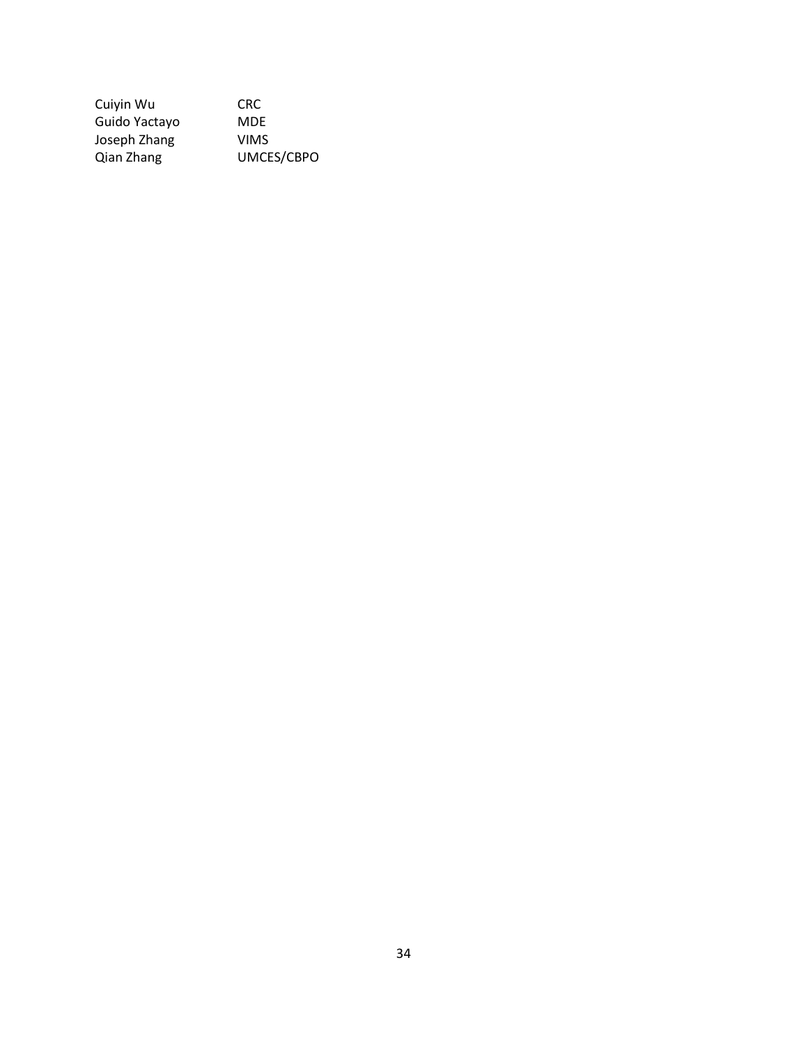| | |
|---|---|
| Cuiyin Wu | CRC |
| Guido Yactayo | MDE |
| Joseph Zhang | VIMS |
| Qian Zhang | UMCES/CBPO |